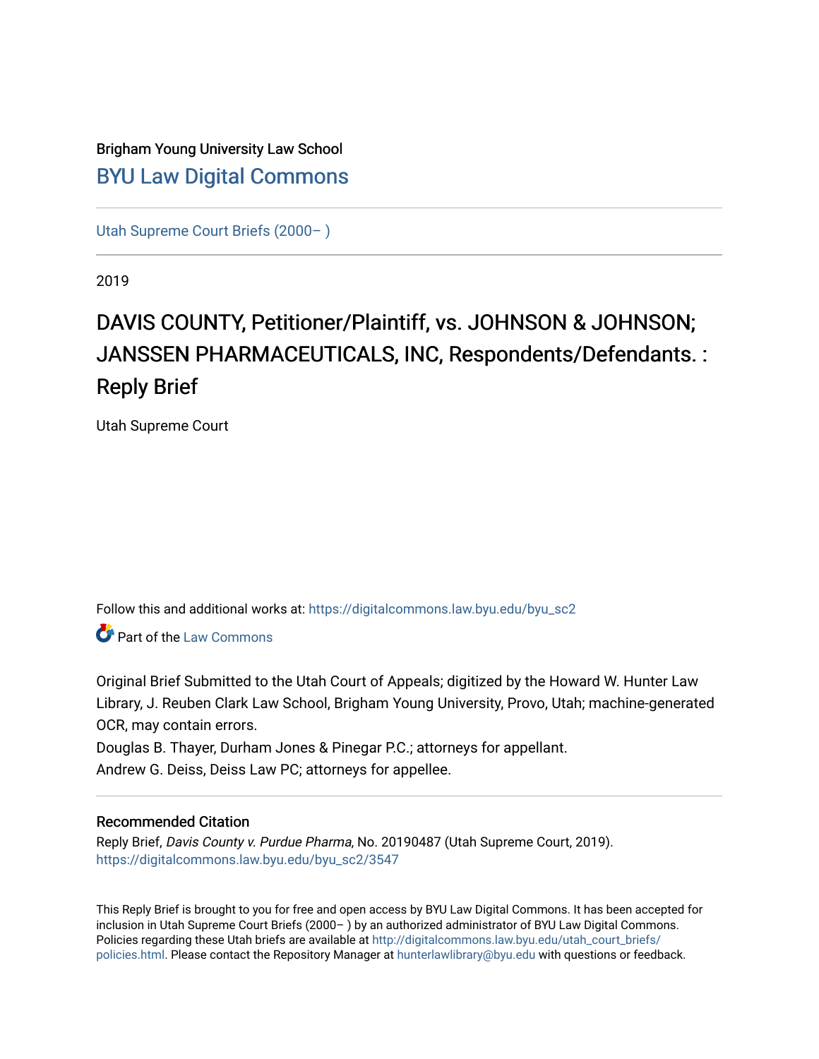Brigham Young University Law School

BYU Law Digital Commons

Utah Supreme Court Briefs (2000– )

2019

# DAVIS COUNTY, Petitioner/Plaintiff, vs. JOHNSON & JOHNSON; JANSSEN PHARMACEUTICALS, INC, Respondents/Defendants. : Reply Brief

Utah Supreme Court

Follow this and additional works at: https://digitalcommons.law.byu.edu/byu_sc2

Part of the Law Commons

Original Brief Submitted to the Utah Court of Appeals; digitized by the Howard W. Hunter Law Library, J. Reuben Clark Law School, Brigham Young University, Provo, Utah; machine-generated OCR, may contain errors.

Douglas B. Thayer, Durham Jones & Pinegar P.C.; attorneys for appellant.

Andrew G. Deiss, Deiss Law PC; attorneys for appellee.

### Recommended Citation

Reply Brief, *Davis County v. Purdue Pharma*, No. 20190487 (Utah Supreme Court, 2019).
https://digitalcommons.law.byu.edu/byu_sc2/3547

This Reply Brief is brought to you for free and open access by BYU Law Digital Commons. It has been accepted for inclusion in Utah Supreme Court Briefs (2000– ) by an authorized administrator of BYU Law Digital Commons. Policies regarding these Utah briefs are available at http://digitalcommons.law.byu.edu/utah_court_briefs/policies.html. Please contact the Repository Manager at hunterlawlibrary@byu.edu with questions or feedback.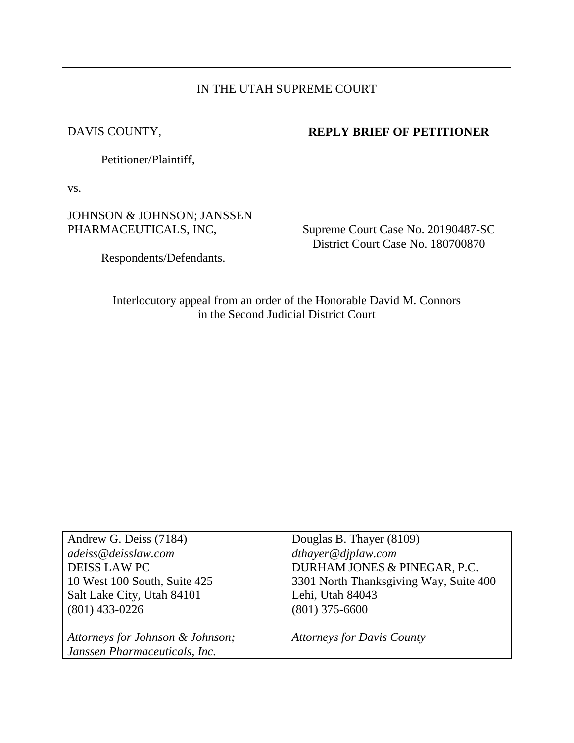IN THE UTAH SUPREME COURT

| | |
|---|---|
| DAVIS COUNTY,<br><br>Petitioner/Plaintiff,<br><br>vs.<br><br>JOHNSON & JOHNSON; JANSSEN PHARMACEUTICALS, INC,<br><br>Respondents/Defendants. | **REPLY BRIEF OF PETITIONER**<br><br>Supreme Court Case No. 20190487-SC<br>District Court Case No. 180700870 |

Interlocutory appeal from an order of the Honorable David M. Connors
in the Second Judicial District Court

| | |
|---|---|
| Andrew G. Deiss (7184)<br>*adeiss@deisslaw.com*<br>DEISS LAW PC<br>10 West 100 South, Suite 425<br>Salt Lake City, Utah 84101<br>(801) 433-0226<br><br>*Attorneys for Johnson & Johnson; Janssen Pharmaceuticals, Inc.* | Douglas B. Thayer (8109)<br>*dthayer@djplaw.com*<br>DURHAM JONES & PINEGAR, P.C.<br>3301 North Thanksgiving Way, Suite 400<br>Lehi, Utah 84043<br>(801) 375-6600<br><br>*Attorneys for Davis County* |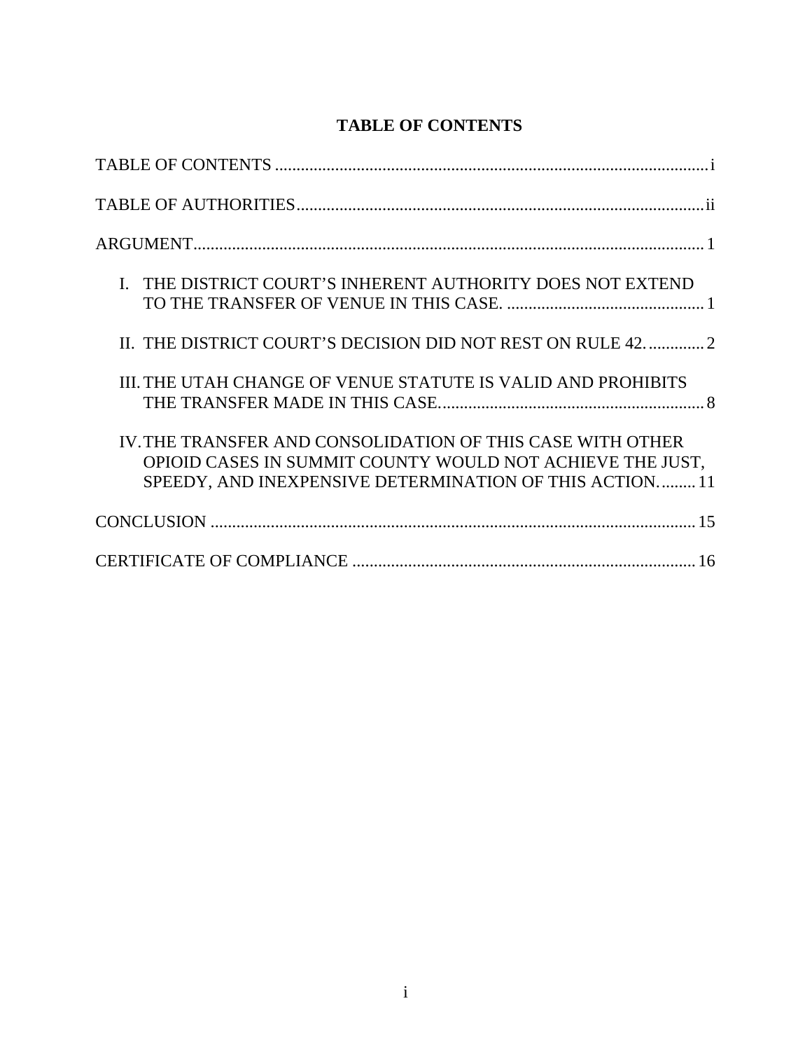# TABLE OF CONTENTS

TABLE OF CONTENTS ........................................................................................................ i

TABLE OF AUTHORITIES ................................................................................................ ii

ARGUMENT ........................................................................................................................ 1

I. THE DISTRICT COURT'S INHERENT AUTHORITY DOES NOT EXTEND TO THE TRANSFER OF VENUE IN THIS CASE. ............................................ 1

II. THE DISTRICT COURT'S DECISION DID NOT REST ON RULE 42. ............ 2

III. THE UTAH CHANGE OF VENUE STATUTE IS VALID AND PROHIBITS THE TRANSFER MADE IN THIS CASE. ............................................................ 8

IV. THE TRANSFER AND CONSOLIDATION OF THIS CASE WITH OTHER OPIOID CASES IN SUMMIT COUNTY WOULD NOT ACHIEVE THE JUST, SPEEDY, AND INEXPENSIVE DETERMINATION OF THIS ACTION. ........ 11

CONCLUSION .................................................................................................................. 15

CERTIFICATE OF COMPLIANCE ................................................................................ 16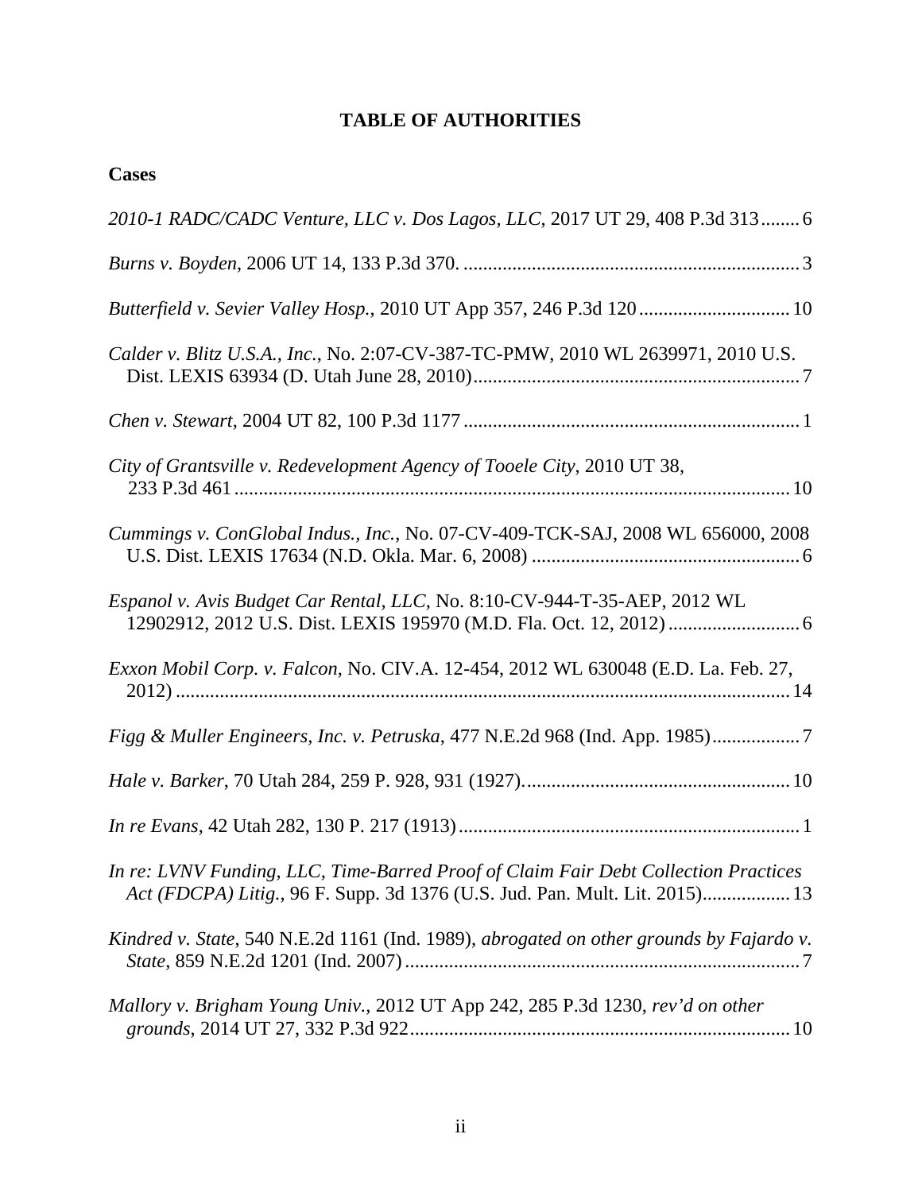# TABLE OF AUTHORITIES

## Cases

*2010-1 RADC/CADC Venture, LLC v. Dos Lagos, LLC*, 2017 UT 29, 408 P.3d 313........6

*Burns v. Boyden*, 2006 UT 14, 133 P.3d 370. .....................................................................3

*Butterfield v. Sevier Valley Hosp.*, 2010 UT App 357, 246 P.3d 120..............................10

*Calder v. Blitz U.S.A., Inc.*, No. 2:07-CV-387-TC-PMW, 2010 WL 2639971, 2010 U.S. Dist. LEXIS 63934 (D. Utah June 28, 2010)..................................................................7

*Chen v. Stewart*, 2004 UT 82, 100 P.3d 1177....................................................................1

*City of Grantsville v. Redevelopment Agency of Tooele City*, 2010 UT 38, 233 P.3d 461.................................................................................................................10

*Cummings v. ConGlobal Indus., Inc.*, No. 07-CV-409-TCK-SAJ, 2008 WL 656000, 2008 U.S. Dist. LEXIS 17634 (N.D. Okla. Mar. 6, 2008) ......................................................6

*Espanol v. Avis Budget Car Rental, LLC*, No. 8:10-CV-944-T-35-AEP, 2012 WL 12902912, 2012 U.S. Dist. LEXIS 195970 (M.D. Fla. Oct. 12, 2012)..........................6

*Exxon Mobil Corp. v. Falcon*, No. CIV.A. 12-454, 2012 WL 630048 (E.D. La. Feb. 27, 2012) ............................................................................................................................14

*Figg & Muller Engineers, Inc. v. Petruska*, 477 N.E.2d 968 (Ind. App. 1985).................7

*Hale v. Barker*, 70 Utah 284, 259 P. 928, 931 (1927).......................................................10

*In re Evans*, 42 Utah 282, 130 P. 217 (1913).....................................................................1

*In re: LVNV Funding, LLC, Time-Barred Proof of Claim Fair Debt Collection Practices Act (FDCPA) Litig.*, 96 F. Supp. 3d 1376 (U.S. Jud. Pan. Mult. Lit. 2015).................13

*Kindred v. State*, 540 N.E.2d 1161 (Ind. 1989), *abrogated on other grounds by Fajardo v. State*, 859 N.E.2d 1201 (Ind. 2007)................................................................................7

*Mallory v. Brigham Young Univ.*, 2012 UT App 242, 285 P.3d 1230, *rev'd on other grounds*, 2014 UT 27, 332 P.3d 922.............................................................................10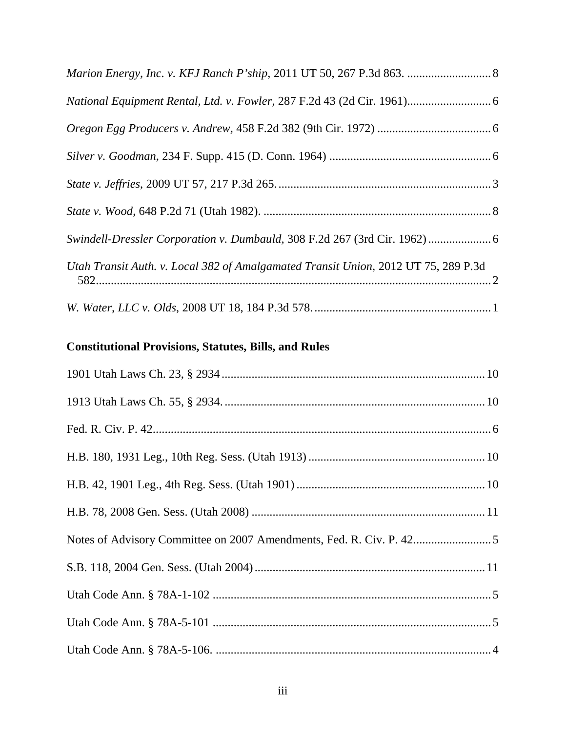*Marion Energy, Inc. v. KFJ Ranch P'ship*, 2011 UT 50, 267 P.3d 863. ............................ 8

*National Equipment Rental, Ltd. v. Fowler*, 287 F.2d 43 (2d Cir. 1961)............................ 6

*Oregon Egg Producers v. Andrew*, 458 F.2d 382 (9th Cir. 1972) ...................................... 6

*Silver v. Goodman*, 234 F. Supp. 415 (D. Conn. 1964) ...................................................... 6

*State v. Jeffries*, 2009 UT 57, 217 P.3d 265. ...................................................................... 3

*State v. Wood*, 648 P.2d 71 (Utah 1982). ........................................................................... 8

*Swindell-Dressler Corporation v. Dumbauld*, 308 F.2d 267 (3rd Cir. 1962) ..................... 6

*Utah Transit Auth. v. Local 382 of Amalgamated Transit Union*, 2012 UT 75, 289 P.3d 582.................................................................................................................................... 2

*W. Water, LLC v. Olds*, 2008 UT 18, 184 P.3d 578. ........................................................... 1

### Constitutional Provisions, Statutes, Bills, and Rules

1901 Utah Laws Ch. 23, § 2934 ......................................................................................... 10

1913 Utah Laws Ch. 55, § 2934. ....................................................................................... 10

Fed. R. Civ. P. 42................................................................................................................ 6

H.B. 180, 1931 Leg., 10th Reg. Sess. (Utah 1913) ........................................................... 10

H.B. 42, 1901 Leg., 4th Reg. Sess. (Utah 1901) ............................................................... 10

H.B. 78, 2008 Gen. Sess. (Utah 2008) .............................................................................. 11

Notes of Advisory Committee on 2007 Amendments, Fed. R. Civ. P. 42.......................... 5

S.B. 118, 2004 Gen. Sess. (Utah 2004) ............................................................................. 11

Utah Code Ann. § 78A-1-102 ............................................................................................. 5

Utah Code Ann. § 78A-5-101 ............................................................................................. 5

Utah Code Ann. § 78A-5-106. ............................................................................................ 4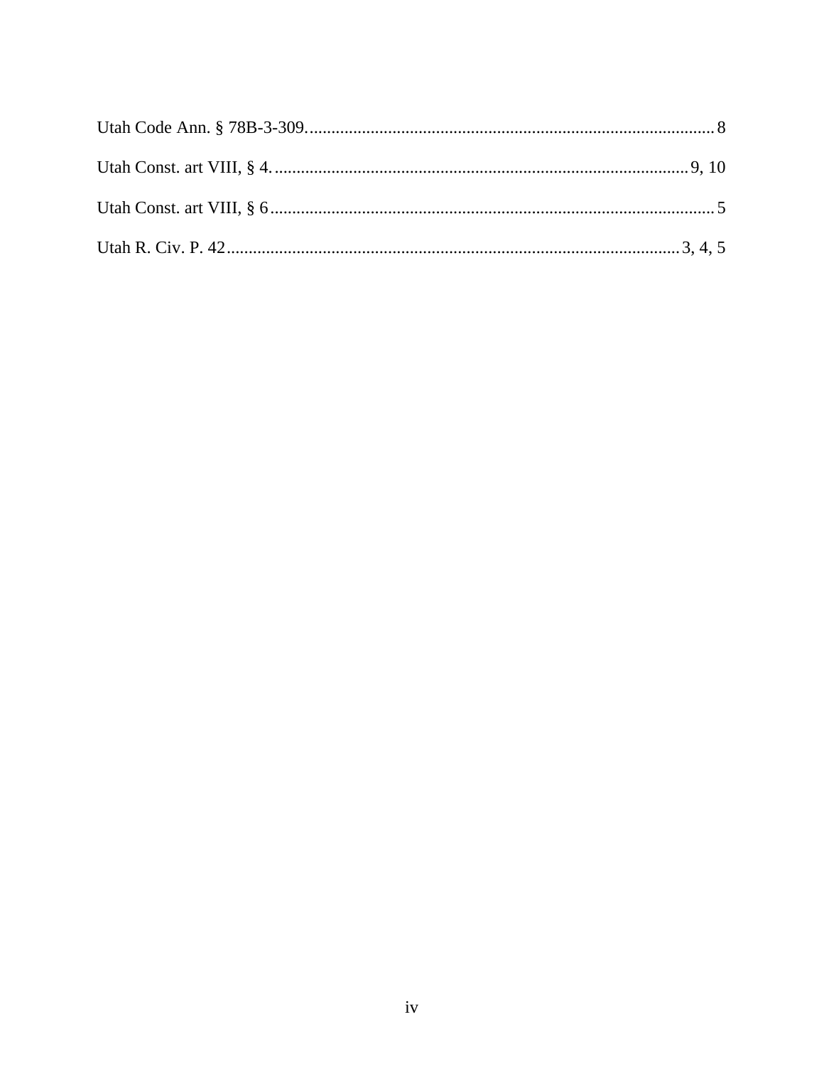Utah Code Ann. § 78B-3-309............................................................................................8

Utah Const. art VIII, § 4..............................................................................................9, 10

Utah Const. art VIII, § 6....................................................................................................5

Utah R. Civ. P. 42.......................................................................................................3, 4, 5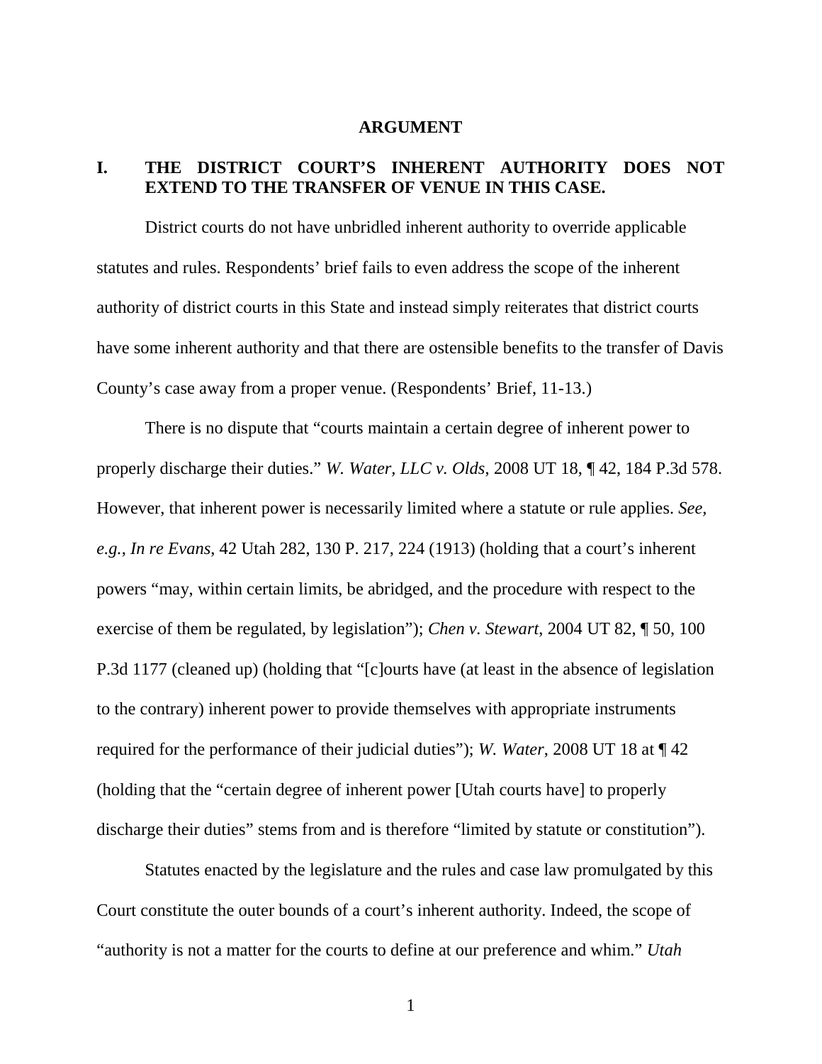# ARGUMENT

## I. THE DISTRICT COURT'S INHERENT AUTHORITY DOES NOT EXTEND TO THE TRANSFER OF VENUE IN THIS CASE.

District courts do not have unbridled inherent authority to override applicable statutes and rules. Respondents' brief fails to even address the scope of the inherent authority of district courts in this State and instead simply reiterates that district courts have some inherent authority and that there are ostensible benefits to the transfer of Davis County's case away from a proper venue. (Respondents' Brief, 11-13.)

There is no dispute that "courts maintain a certain degree of inherent power to properly discharge their duties." *W. Water, LLC v. Olds*, 2008 UT 18, ¶ 42, 184 P.3d 578. However, that inherent power is necessarily limited where a statute or rule applies. *See, e.g.*, *In re Evans*, 42 Utah 282, 130 P. 217, 224 (1913) (holding that a court's inherent powers "may, within certain limits, be abridged, and the procedure with respect to the exercise of them be regulated, by legislation"); *Chen v. Stewart*, 2004 UT 82, ¶ 50, 100 P.3d 1177 (cleaned up) (holding that "[c]ourts have (at least in the absence of legislation to the contrary) inherent power to provide themselves with appropriate instruments required for the performance of their judicial duties"); *W. Water*, 2008 UT 18 at ¶ 42 (holding that the "certain degree of inherent power [Utah courts have] to properly discharge their duties" stems from and is therefore "limited by statute or constitution").

Statutes enacted by the legislature and the rules and case law promulgated by this Court constitute the outer bounds of a court's inherent authority. Indeed, the scope of "authority is not a matter for the courts to define at our preference and whim." *Utah*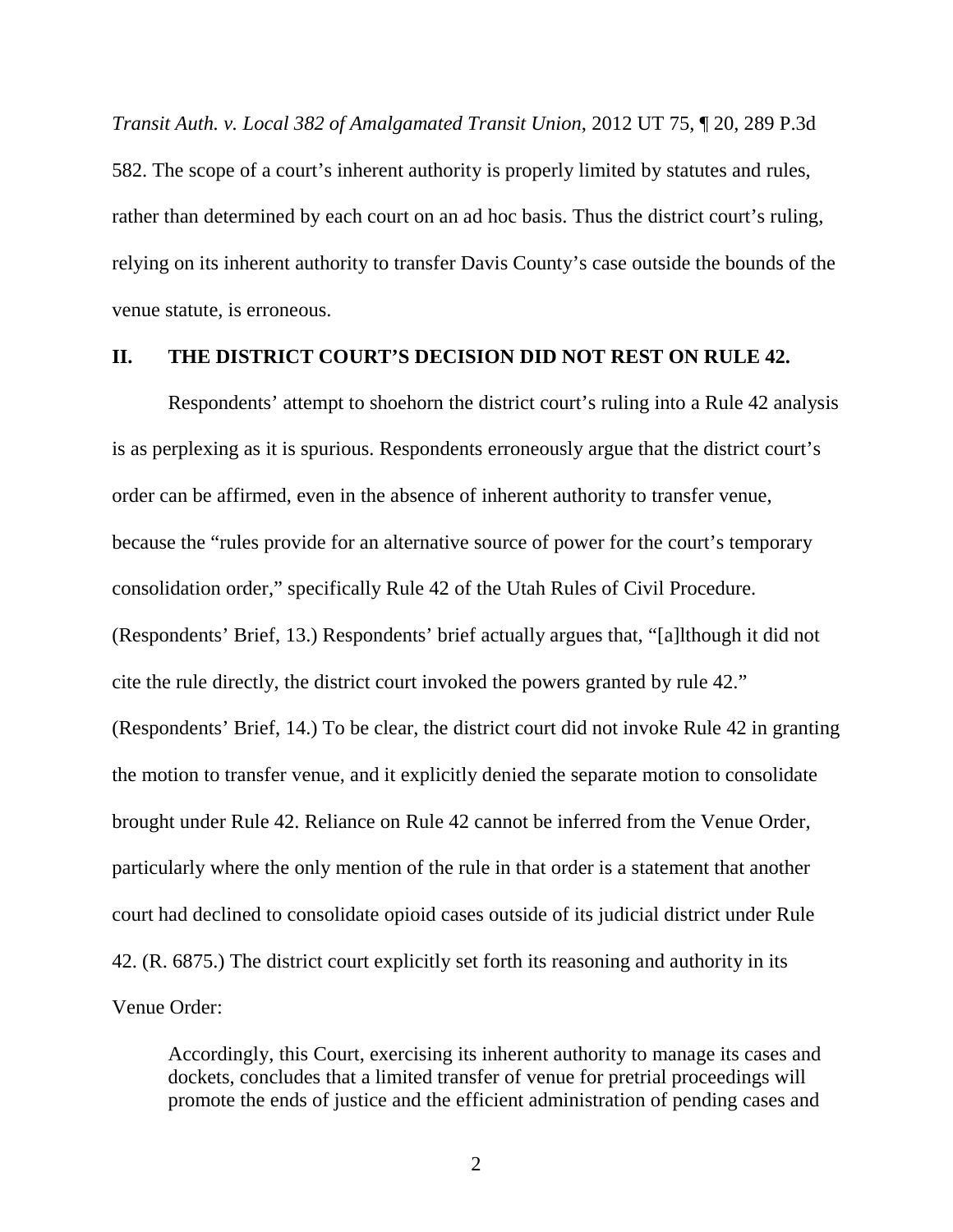*Transit Auth. v. Local 382 of Amalgamated Transit Union*, 2012 UT 75, ¶ 20, 289 P.3d 582. The scope of a court's inherent authority is properly limited by statutes and rules, rather than determined by each court on an ad hoc basis. Thus the district court's ruling, relying on its inherent authority to transfer Davis County's case outside the bounds of the venue statute, is erroneous.

## II. THE DISTRICT COURT'S DECISION DID NOT REST ON RULE 42.

Respondents' attempt to shoehorn the district court's ruling into a Rule 42 analysis is as perplexing as it is spurious. Respondents erroneously argue that the district court's order can be affirmed, even in the absence of inherent authority to transfer venue, because the "rules provide for an alternative source of power for the court's temporary consolidation order," specifically Rule 42 of the Utah Rules of Civil Procedure. (Respondents' Brief, 13.) Respondents' brief actually argues that, "[a]lthough it did not cite the rule directly, the district court invoked the powers granted by rule 42." (Respondents' Brief, 14.) To be clear, the district court did not invoke Rule 42 in granting the motion to transfer venue, and it explicitly denied the separate motion to consolidate brought under Rule 42. Reliance on Rule 42 cannot be inferred from the Venue Order, particularly where the only mention of the rule in that order is a statement that another court had declined to consolidate opioid cases outside of its judicial district under Rule 42. (R. 6875.) The district court explicitly set forth its reasoning and authority in its Venue Order:

> Accordingly, this Court, exercising its inherent authority to manage its cases and dockets, concludes that a limited transfer of venue for pretrial proceedings will promote the ends of justice and the efficient administration of pending cases and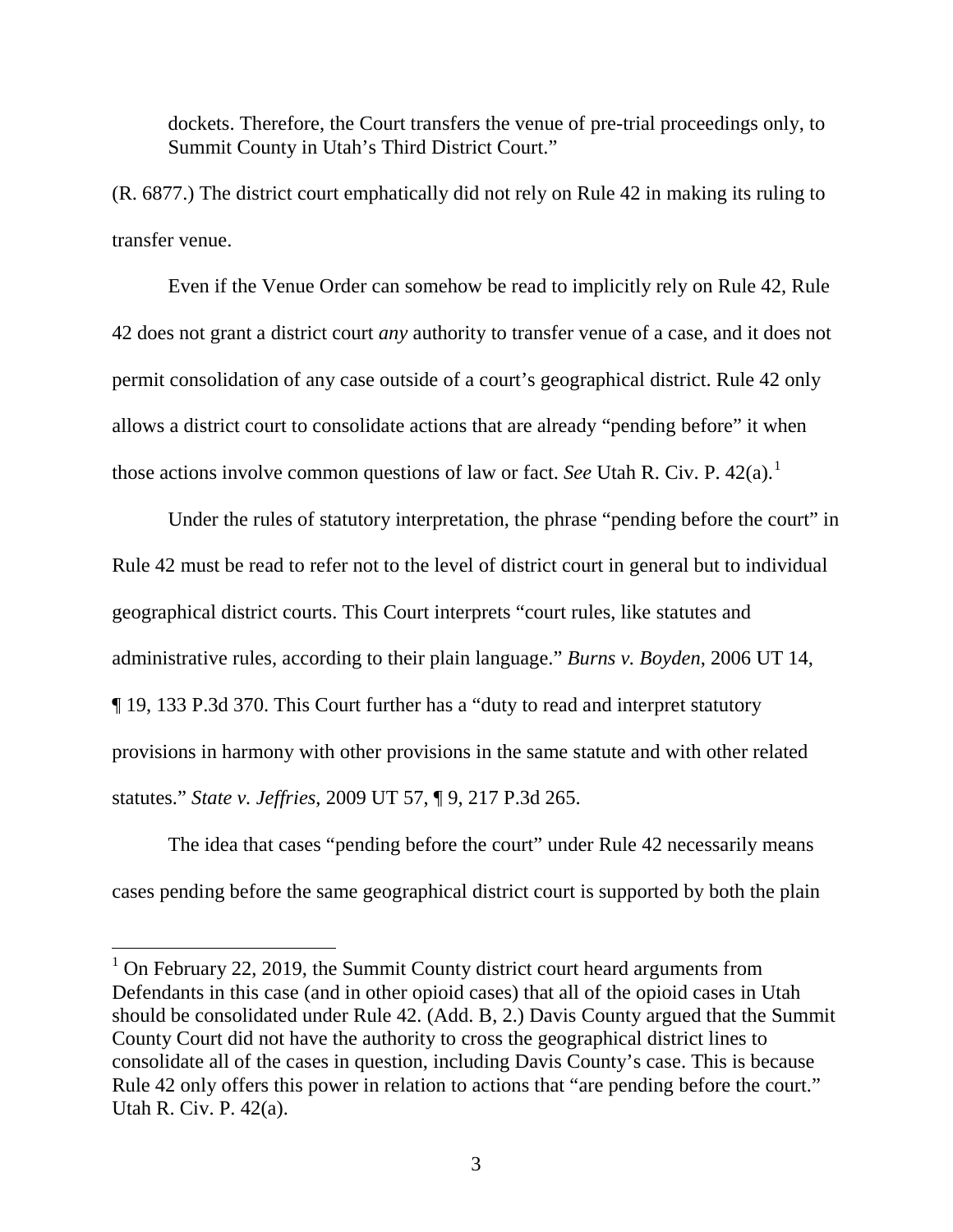dockets. Therefore, the Court transfers the venue of pre-trial proceedings only, to Summit County in Utah's Third District Court."

(R. 6877.) The district court emphatically did not rely on Rule 42 in making its ruling to transfer venue.

Even if the Venue Order can somehow be read to implicitly rely on Rule 42, Rule 42 does not grant a district court *any* authority to transfer venue of a case, and it does not permit consolidation of any case outside of a court's geographical district. Rule 42 only allows a district court to consolidate actions that are already "pending before" it when those actions involve common questions of law or fact. *See* Utah R. Civ. P. 42(a).[1]

Under the rules of statutory interpretation, the phrase "pending before the court" in Rule 42 must be read to refer not to the level of district court in general but to individual geographical district courts. This Court interprets "court rules, like statutes and administrative rules, according to their plain language." *Burns v. Boyden*, 2006 UT 14, ¶ 19, 133 P.3d 370. This Court further has a "duty to read and interpret statutory provisions in harmony with other provisions in the same statute and with other related statutes." *State v. Jeffries*, 2009 UT 57, ¶ 9, 217 P.3d 265.

The idea that cases "pending before the court" under Rule 42 necessarily means cases pending before the same geographical district court is supported by both the plain

[1] On February 22, 2019, the Summit County district court heard arguments from Defendants in this case (and in other opioid cases) that all of the opioid cases in Utah should be consolidated under Rule 42. (Add. B, 2.) Davis County argued that the Summit County Court did not have the authority to cross the geographical district lines to consolidate all of the cases in question, including Davis County's case. This is because Rule 42 only offers this power in relation to actions that "are pending before the court." Utah R. Civ. P. 42(a).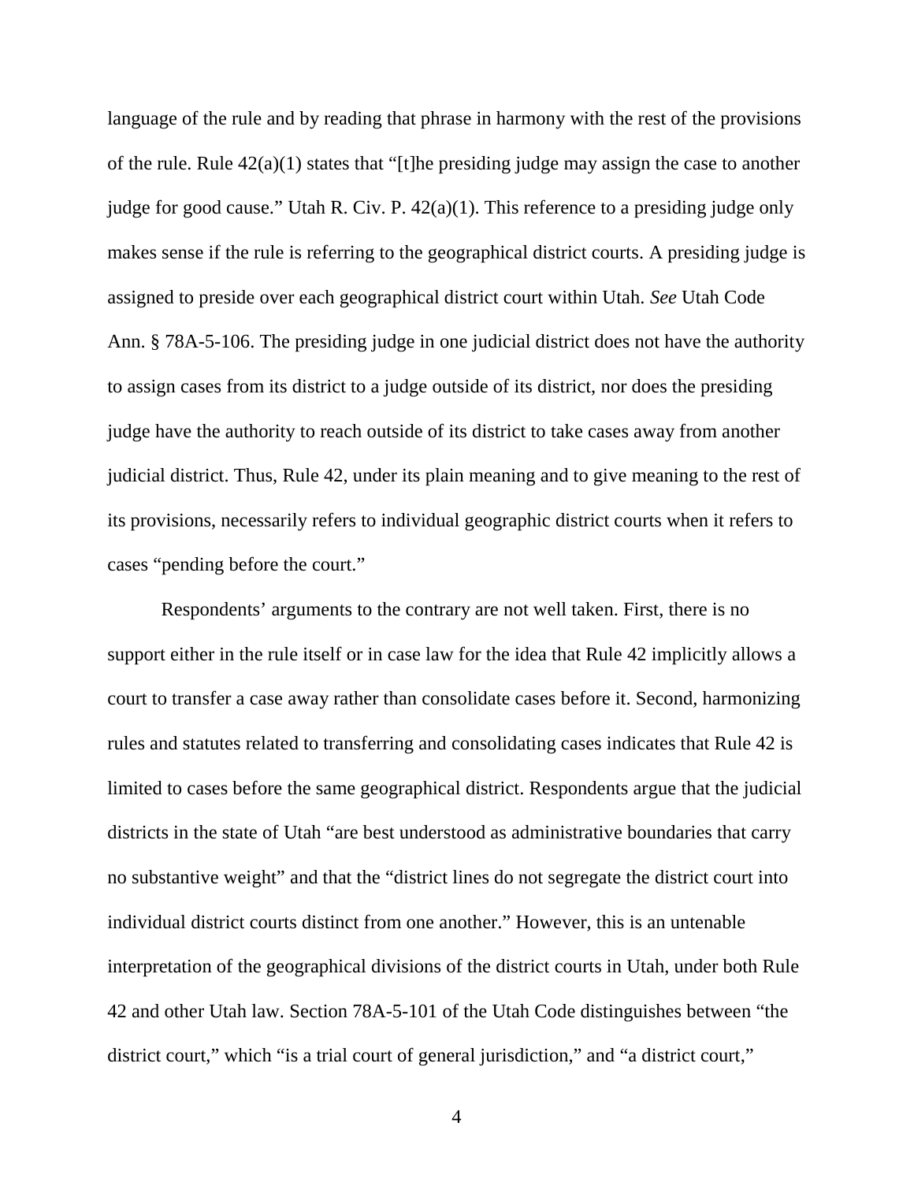language of the rule and by reading that phrase in harmony with the rest of the provisions of the rule. Rule 42(a)(1) states that "[t]he presiding judge may assign the case to another judge for good cause." Utah R. Civ. P. 42(a)(1). This reference to a presiding judge only makes sense if the rule is referring to the geographical district courts. A presiding judge is assigned to preside over each geographical district court within Utah. *See* Utah Code Ann. § 78A-5-106. The presiding judge in one judicial district does not have the authority to assign cases from its district to a judge outside of its district, nor does the presiding judge have the authority to reach outside of its district to take cases away from another judicial district. Thus, Rule 42, under its plain meaning and to give meaning to the rest of its provisions, necessarily refers to individual geographic district courts when it refers to cases "pending before the court."

Respondents' arguments to the contrary are not well taken. First, there is no support either in the rule itself or in case law for the idea that Rule 42 implicitly allows a court to transfer a case away rather than consolidate cases before it. Second, harmonizing rules and statutes related to transferring and consolidating cases indicates that Rule 42 is limited to cases before the same geographical district. Respondents argue that the judicial districts in the state of Utah "are best understood as administrative boundaries that carry no substantive weight" and that the "district lines do not segregate the district court into individual district courts distinct from one another." However, this is an untenable interpretation of the geographical divisions of the district courts in Utah, under both Rule 42 and other Utah law. Section 78A-5-101 of the Utah Code distinguishes between "the district court," which "is a trial court of general jurisdiction," and "a district court,"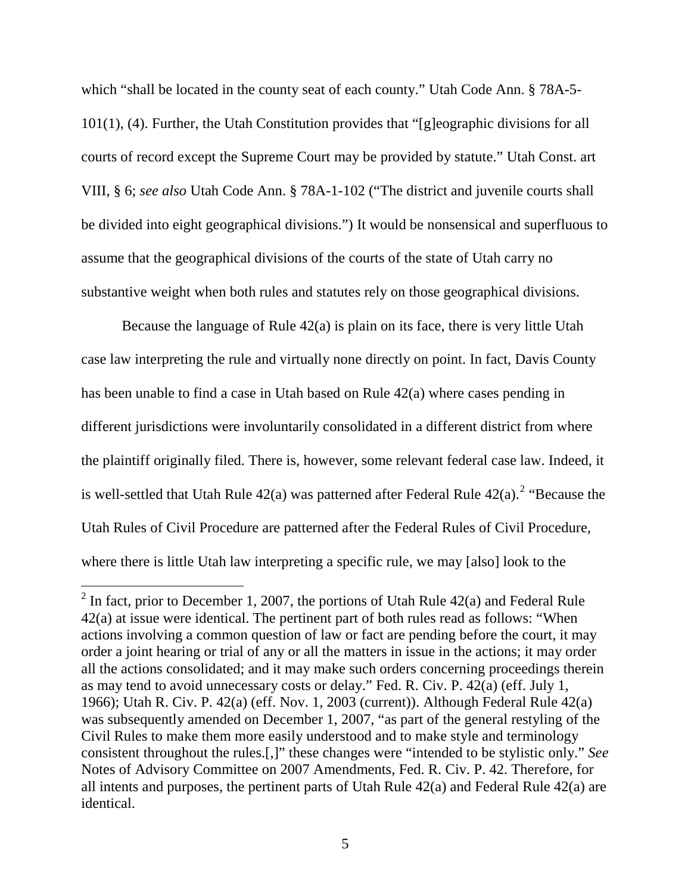which "shall be located in the county seat of each county." Utah Code Ann. § 78A-5-101(1), (4). Further, the Utah Constitution provides that "[g]eographic divisions for all courts of record except the Supreme Court may be provided by statute." Utah Const. art VIII, § 6; *see also* Utah Code Ann. § 78A-1-102 ("The district and juvenile courts shall be divided into eight geographical divisions.") It would be nonsensical and superfluous to assume that the geographical divisions of the courts of the state of Utah carry no substantive weight when both rules and statutes rely on those geographical divisions.

Because the language of Rule 42(a) is plain on its face, there is very little Utah case law interpreting the rule and virtually none directly on point. In fact, Davis County has been unable to find a case in Utah based on Rule 42(a) where cases pending in different jurisdictions were involuntarily consolidated in a different district from where the plaintiff originally filed. There is, however, some relevant federal case law. Indeed, it is well-settled that Utah Rule 42(a) was patterned after Federal Rule 42(a).[2] "Because the Utah Rules of Civil Procedure are patterned after the Federal Rules of Civil Procedure, where there is little Utah law interpreting a specific rule, we may [also] look to the

[2] In fact, prior to December 1, 2007, the portions of Utah Rule 42(a) and Federal Rule 42(a) at issue were identical. The pertinent part of both rules read as follows: "When actions involving a common question of law or fact are pending before the court, it may order a joint hearing or trial of any or all the matters in issue in the actions; it may order all the actions consolidated; and it may make such orders concerning proceedings therein as may tend to avoid unnecessary costs or delay." Fed. R. Civ. P. 42(a) (eff. July 1, 1966); Utah R. Civ. P. 42(a) (eff. Nov. 1, 2003 (current)). Although Federal Rule 42(a) was subsequently amended on December 1, 2007, "as part of the general restyling of the Civil Rules to make them more easily understood and to make style and terminology consistent throughout the rules.[,]" these changes were "intended to be stylistic only." *See* Notes of Advisory Committee on 2007 Amendments, Fed. R. Civ. P. 42. Therefore, for all intents and purposes, the pertinent parts of Utah Rule 42(a) and Federal Rule 42(a) are identical.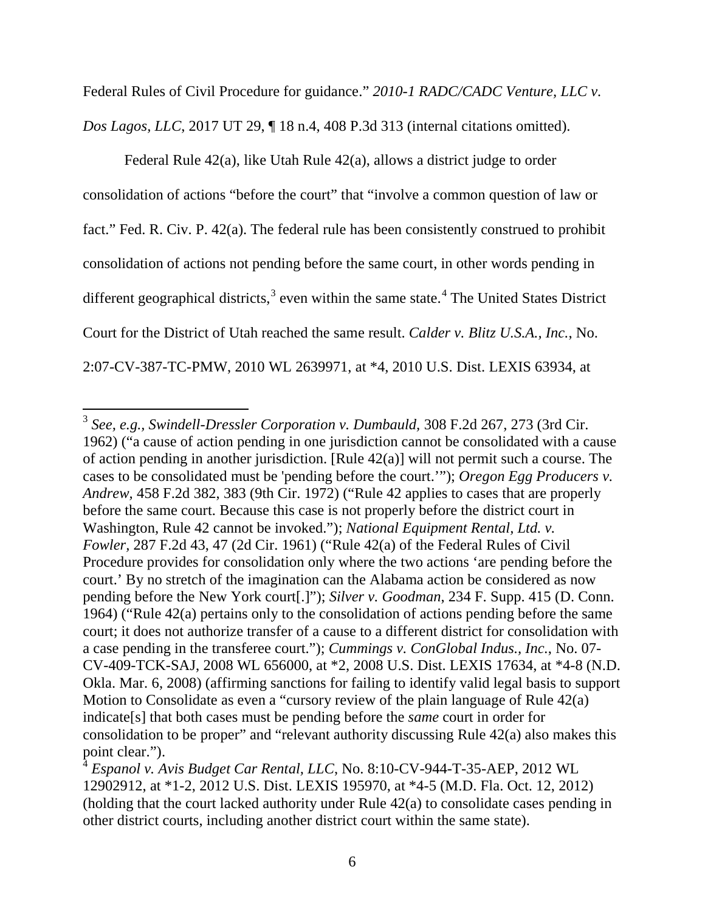Federal Rules of Civil Procedure for guidance." *2010-1 RADC/CADC Venture, LLC v. Dos Lagos, LLC*, 2017 UT 29, ¶ 18 n.4, 408 P.3d 313 (internal citations omitted).

Federal Rule 42(a), like Utah Rule 42(a), allows a district judge to order consolidation of actions "before the court" that "involve a common question of law or fact." Fed. R. Civ. P. 42(a). The federal rule has been consistently construed to prohibit consolidation of actions not pending before the same court, in other words pending in different geographical districts,[3] even within the same state.[4] The United States District Court for the District of Utah reached the same result. *Calder v. Blitz U.S.A., Inc.*, No. 2:07-CV-387-TC-PMW, 2010 WL 2639971, at *4, 2010 U.S. Dist. LEXIS 63934, at

---

[3] *See, e.g., Swindell-Dressler Corporation v. Dumbauld,* 308 F.2d 267, 273 (3rd Cir. 1962) ("a cause of action pending in one jurisdiction cannot be consolidated with a cause of action pending in another jurisdiction. [Rule 42(a)] will not permit such a course. The cases to be consolidated must be 'pending before the court.'"); *Oregon Egg Producers v. Andrew*, 458 F.2d 382, 383 (9th Cir. 1972) ("Rule 42 applies to cases that are properly before the same court. Because this case is not properly before the district court in Washington, Rule 42 cannot be invoked."); *National Equipment Rental, Ltd. v. Fowler,* 287 F.2d 43, 47 (2d Cir. 1961) ("Rule 42(a) of the Federal Rules of Civil Procedure provides for consolidation only where the two actions 'are pending before the court.' By no stretch of the imagination can the Alabama action be considered as now pending before the New York court[.]"); *Silver v. Goodman,* 234 F. Supp. 415 (D. Conn. 1964) ("Rule 42(a) pertains only to the consolidation of actions pending before the same court; it does not authorize transfer of a cause to a different district for consolidation with a case pending in the transferee court."); *Cummings v. ConGlobal Indus., Inc.*, No. 07-CV-409-TCK-SAJ, 2008 WL 656000, at *2, 2008 U.S. Dist. LEXIS 17634, at *4-8 (N.D. Okla. Mar. 6, 2008) (affirming sanctions for failing to identify valid legal basis to support Motion to Consolidate as even a "cursory review of the plain language of Rule 42(a) indicate[s] that both cases must be pending before the *same* court in order for consolidation to be proper" and "relevant authority discussing Rule 42(a) also makes this point clear.").

[4] *Espanol v. Avis Budget Car Rental, LLC*, No. 8:10-CV-944-T-35-AEP, 2012 WL 12902912, at *1-2, 2012 U.S. Dist. LEXIS 195970, at *4-5 (M.D. Fla. Oct. 12, 2012) (holding that the court lacked authority under Rule 42(a) to consolidate cases pending in other district courts, including another district court within the same state).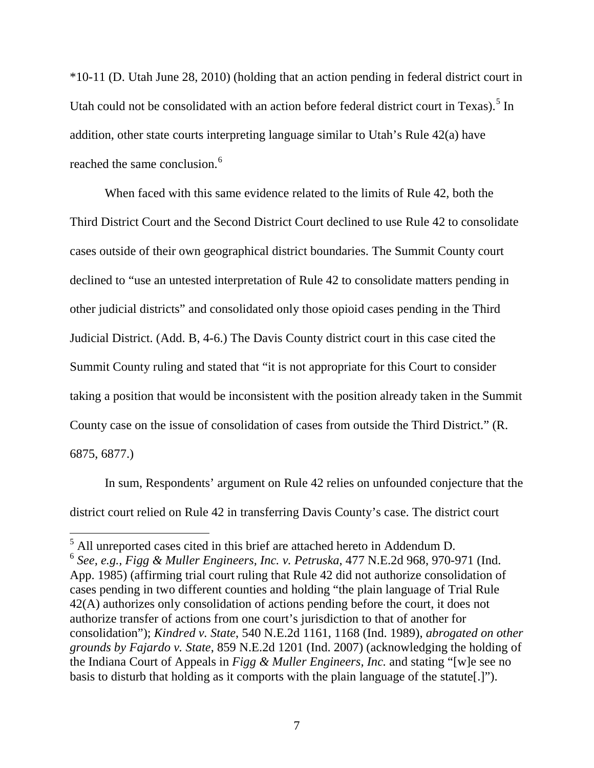*10-11 (D. Utah June 28, 2010) (holding that an action pending in federal district court in Utah could not be consolidated with an action before federal district court in Texas).[5] In addition, other state courts interpreting language similar to Utah's Rule 42(a) have reached the same conclusion.[6]

When faced with this same evidence related to the limits of Rule 42, both the Third District Court and the Second District Court declined to use Rule 42 to consolidate cases outside of their own geographical district boundaries. The Summit County court declined to "use an untested interpretation of Rule 42 to consolidate matters pending in other judicial districts" and consolidated only those opioid cases pending in the Third Judicial District. (Add. B, 4-6.) The Davis County district court in this case cited the Summit County ruling and stated that "it is not appropriate for this Court to consider taking a position that would be inconsistent with the position already taken in the Summit County case on the issue of consolidation of cases from outside the Third District." (R. 6875, 6877.)

In sum, Respondents' argument on Rule 42 relies on unfounded conjecture that the district court relied on Rule 42 in transferring Davis County's case. The district court

---

[5] All unreported cases cited in this brief are attached hereto in Addendum D.

[6] *See, e.g.*, *Figg & Muller Engineers, Inc. v. Petruska*, 477 N.E.2d 968, 970-971 (Ind. App. 1985) (affirming trial court ruling that Rule 42 did not authorize consolidation of cases pending in two different counties and holding "the plain language of Trial Rule 42(A) authorizes only consolidation of actions pending before the court, it does not authorize transfer of actions from one court's jurisdiction to that of another for consolidation"); *Kindred v. State*, 540 N.E.2d 1161, 1168 (Ind. 1989), *abrogated on other grounds by Fajardo v. State*, 859 N.E.2d 1201 (Ind. 2007) (acknowledging the holding of the Indiana Court of Appeals in *Figg & Muller Engineers, Inc.* and stating "[w]e see no basis to disturb that holding as it comports with the plain language of the statute[.]").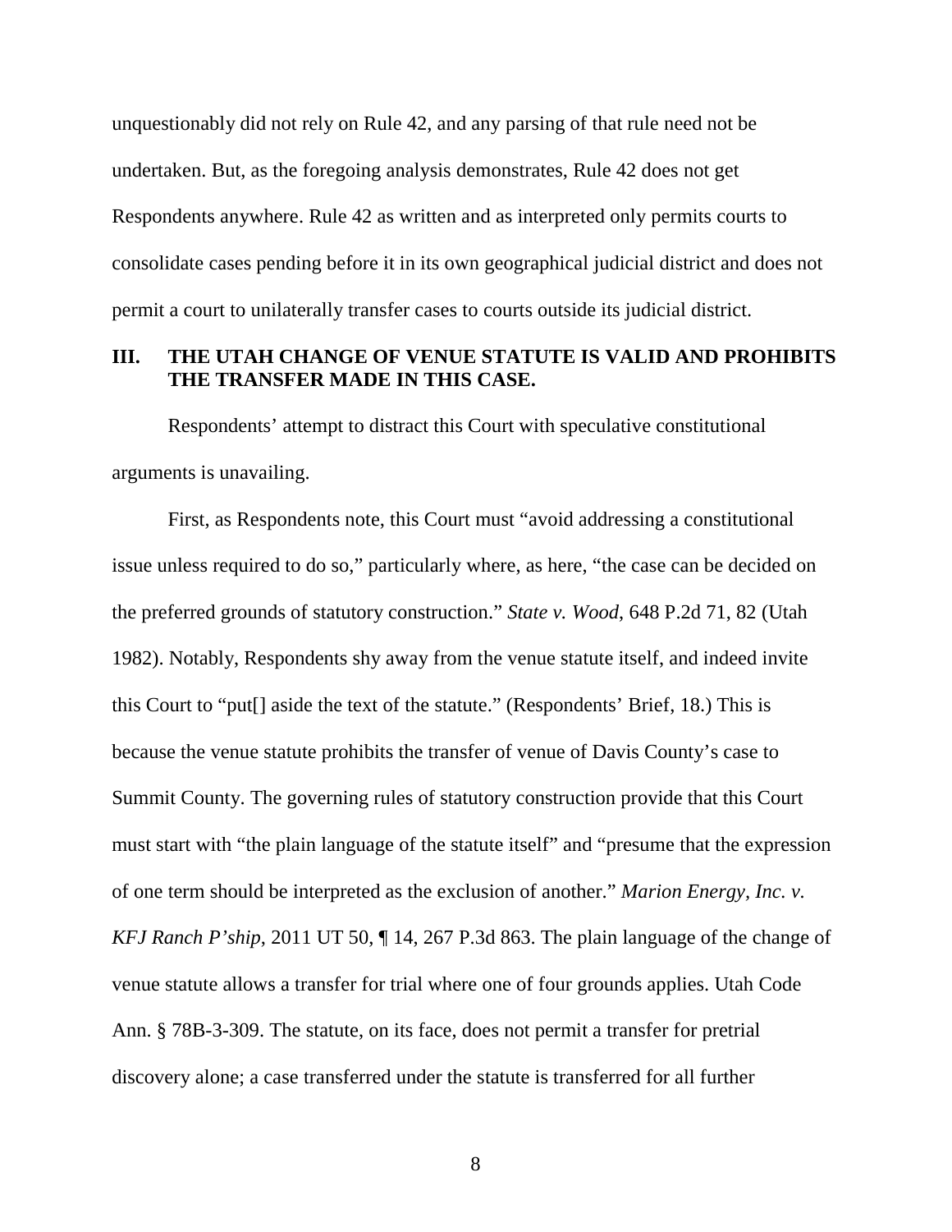unquestionably did not rely on Rule 42, and any parsing of that rule need not be undertaken. But, as the foregoing analysis demonstrates, Rule 42 does not get Respondents anywhere. Rule 42 as written and as interpreted only permits courts to consolidate cases pending before it in its own geographical judicial district and does not permit a court to unilaterally transfer cases to courts outside its judicial district.

## III. THE UTAH CHANGE OF VENUE STATUTE IS VALID AND PROHIBITS THE TRANSFER MADE IN THIS CASE.

Respondents' attempt to distract this Court with speculative constitutional arguments is unavailing.

First, as Respondents note, this Court must "avoid addressing a constitutional issue unless required to do so," particularly where, as here, "the case can be decided on the preferred grounds of statutory construction." *State v. Wood*, 648 P.2d 71, 82 (Utah 1982). Notably, Respondents shy away from the venue statute itself, and indeed invite this Court to "put[] aside the text of the statute." (Respondents' Brief, 18.) This is because the venue statute prohibits the transfer of venue of Davis County's case to Summit County. The governing rules of statutory construction provide that this Court must start with "the plain language of the statute itself" and "presume that the expression of one term should be interpreted as the exclusion of another." *Marion Energy, Inc. v. KFJ Ranch P'ship*, 2011 UT 50, ¶ 14, 267 P.3d 863. The plain language of the change of venue statute allows a transfer for trial where one of four grounds applies. Utah Code Ann. § 78B-3-309. The statute, on its face, does not permit a transfer for pretrial discovery alone; a case transferred under the statute is transferred for all further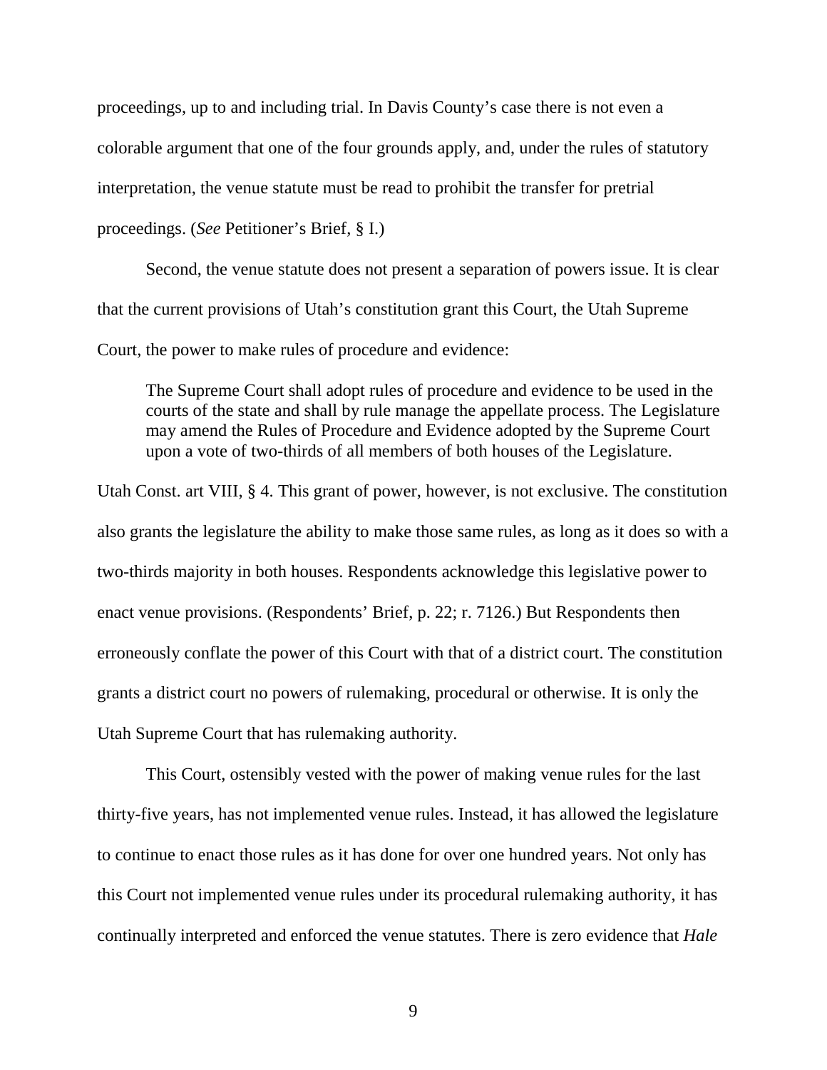proceedings, up to and including trial. In Davis County's case there is not even a colorable argument that one of the four grounds apply, and, under the rules of statutory interpretation, the venue statute must be read to prohibit the transfer for pretrial proceedings. (*See* Petitioner's Brief, § I.)

Second, the venue statute does not present a separation of powers issue. It is clear that the current provisions of Utah's constitution grant this Court, the Utah Supreme Court, the power to make rules of procedure and evidence:

> The Supreme Court shall adopt rules of procedure and evidence to be used in the courts of the state and shall by rule manage the appellate process. The Legislature may amend the Rules of Procedure and Evidence adopted by the Supreme Court upon a vote of two-thirds of all members of both houses of the Legislature.

Utah Const. art VIII, § 4. This grant of power, however, is not exclusive. The constitution also grants the legislature the ability to make those same rules, as long as it does so with a two-thirds majority in both houses. Respondents acknowledge this legislative power to enact venue provisions. (Respondents' Brief, p. 22; r. 7126.) But Respondents then erroneously conflate the power of this Court with that of a district court. The constitution grants a district court no powers of rulemaking, procedural or otherwise. It is only the Utah Supreme Court that has rulemaking authority.

This Court, ostensibly vested with the power of making venue rules for the last thirty-five years, has not implemented venue rules. Instead, it has allowed the legislature to continue to enact those rules as it has done for over one hundred years. Not only has this Court not implemented venue rules under its procedural rulemaking authority, it has continually interpreted and enforced the venue statutes. There is zero evidence that *Hale*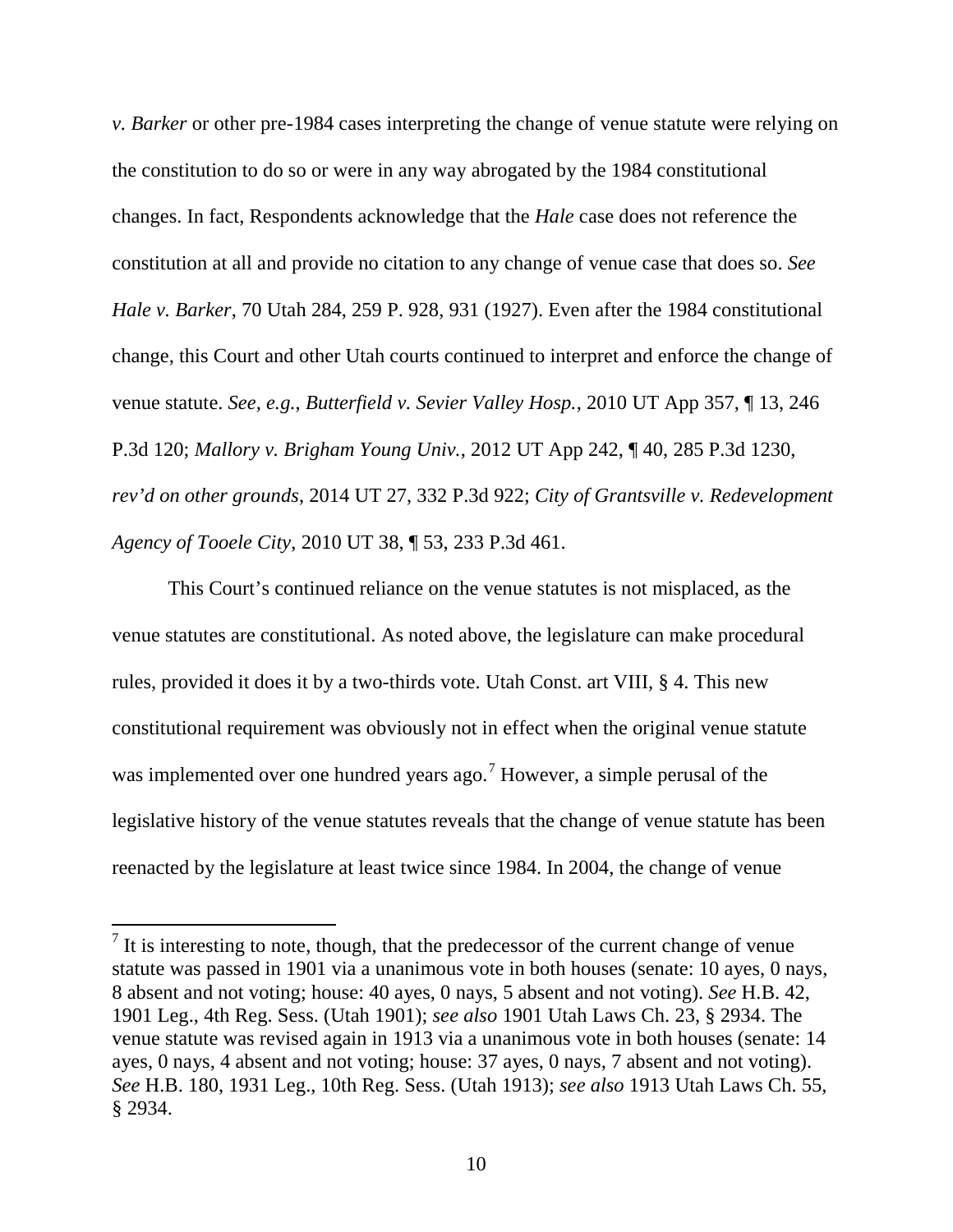*v. Barker* or other pre-1984 cases interpreting the change of venue statute were relying on the constitution to do so or were in any way abrogated by the 1984 constitutional changes. In fact, Respondents acknowledge that the *Hale* case does not reference the constitution at all and provide no citation to any change of venue case that does so. *See Hale v. Barker*, 70 Utah 284, 259 P. 928, 931 (1927). Even after the 1984 constitutional change, this Court and other Utah courts continued to interpret and enforce the change of venue statute. *See, e.g.*, *Butterfield v. Sevier Valley Hosp.*, 2010 UT App 357, ¶ 13, 246 P.3d 120; *Mallory v. Brigham Young Univ.*, 2012 UT App 242, ¶ 40, 285 P.3d 1230, *rev'd on other grounds*, 2014 UT 27, 332 P.3d 922; *City of Grantsville v. Redevelopment Agency of Tooele City*, 2010 UT 38, ¶ 53, 233 P.3d 461.

This Court's continued reliance on the venue statutes is not misplaced, as the venue statutes are constitutional. As noted above, the legislature can make procedural rules, provided it does it by a two-thirds vote. Utah Const. art VIII, § 4. This new constitutional requirement was obviously not in effect when the original venue statute was implemented over one hundred years ago.[7] However, a simple perusal of the legislative history of the venue statutes reveals that the change of venue statute has been reenacted by the legislature at least twice since 1984. In 2004, the change of venue

[7] It is interesting to note, though, that the predecessor of the current change of venue statute was passed in 1901 via a unanimous vote in both houses (senate: 10 ayes, 0 nays, 8 absent and not voting; house: 40 ayes, 0 nays, 5 absent and not voting). *See* H.B. 42, 1901 Leg., 4th Reg. Sess. (Utah 1901); *see also* 1901 Utah Laws Ch. 23, § 2934. The venue statute was revised again in 1913 via a unanimous vote in both houses (senate: 14 ayes, 0 nays, 4 absent and not voting; house: 37 ayes, 0 nays, 7 absent and not voting). *See* H.B. 180, 1931 Leg., 10th Reg. Sess. (Utah 1913); *see also* 1913 Utah Laws Ch. 55, § 2934.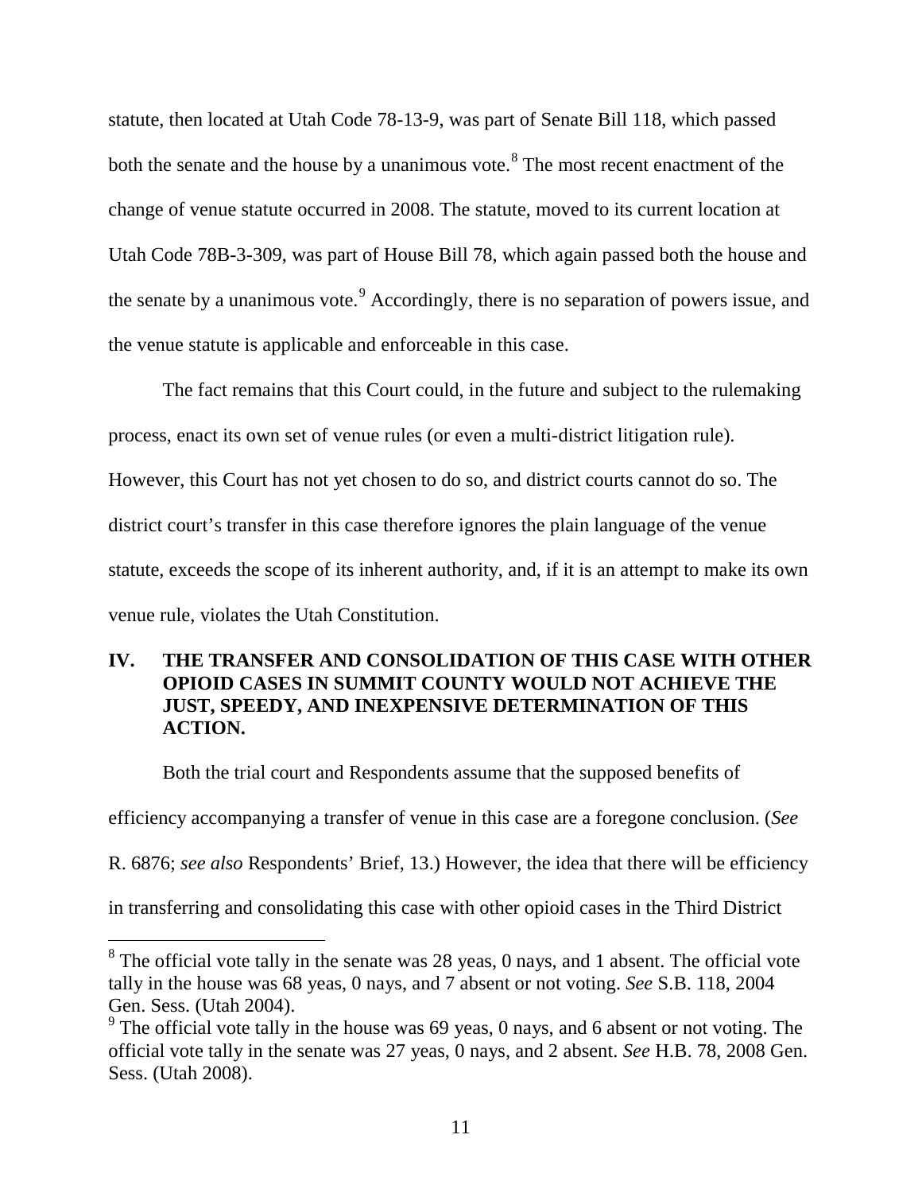statute, then located at Utah Code 78-13-9, was part of Senate Bill 118, which passed both the senate and the house by a unanimous vote.[8] The most recent enactment of the change of venue statute occurred in 2008. The statute, moved to its current location at Utah Code 78B-3-309, was part of House Bill 78, which again passed both the house and the senate by a unanimous vote.[9] Accordingly, there is no separation of powers issue, and the venue statute is applicable and enforceable in this case.

The fact remains that this Court could, in the future and subject to the rulemaking process, enact its own set of venue rules (or even a multi-district litigation rule). However, this Court has not yet chosen to do so, and district courts cannot do so. The district court's transfer in this case therefore ignores the plain language of the venue statute, exceeds the scope of its inherent authority, and, if it is an attempt to make its own venue rule, violates the Utah Constitution.

## IV. THE TRANSFER AND CONSOLIDATION OF THIS CASE WITH OTHER OPIOID CASES IN SUMMIT COUNTY WOULD NOT ACHIEVE THE JUST, SPEEDY, AND INEXPENSIVE DETERMINATION OF THIS ACTION.

Both the trial court and Respondents assume that the supposed benefits of efficiency accompanying a transfer of venue in this case are a foregone conclusion. (*See* R. 6876; *see also* Respondents' Brief, 13.) However, the idea that there will be efficiency in transferring and consolidating this case with other opioid cases in the Third District

---

[8] The official vote tally in the senate was 28 yeas, 0 nays, and 1 absent. The official vote tally in the house was 68 yeas, 0 nays, and 7 absent or not voting. *See* S.B. 118, 2004 Gen. Sess. (Utah 2004).

[9] The official vote tally in the house was 69 yeas, 0 nays, and 6 absent or not voting. The official vote tally in the senate was 27 yeas, 0 nays, and 2 absent. *See* H.B. 78, 2008 Gen. Sess. (Utah 2008).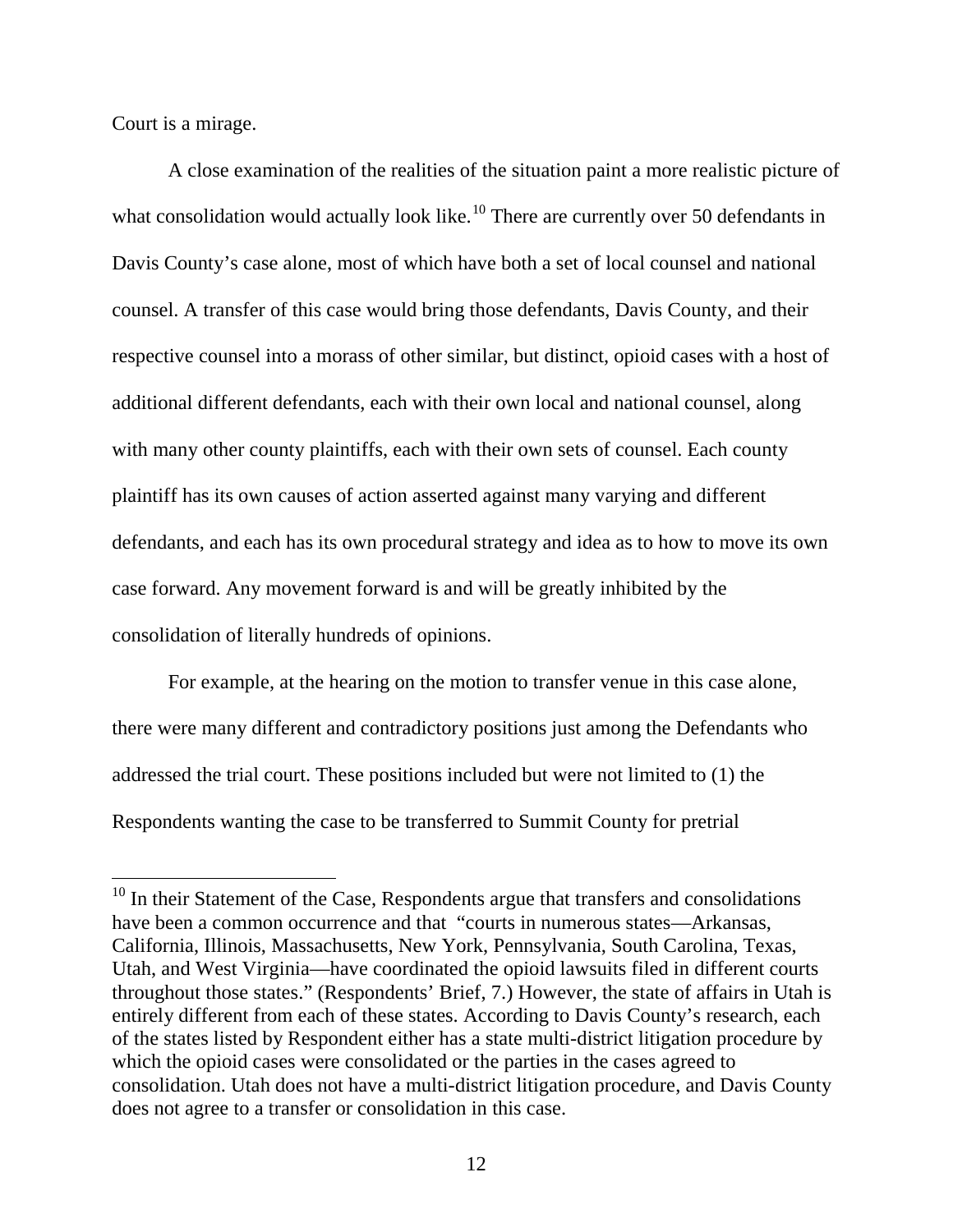Court is a mirage.

A close examination of the realities of the situation paint a more realistic picture of what consolidation would actually look like.[10] There are currently over 50 defendants in Davis County's case alone, most of which have both a set of local counsel and national counsel. A transfer of this case would bring those defendants, Davis County, and their respective counsel into a morass of other similar, but distinct, opioid cases with a host of additional different defendants, each with their own local and national counsel, along with many other county plaintiffs, each with their own sets of counsel. Each county plaintiff has its own causes of action asserted against many varying and different defendants, and each has its own procedural strategy and idea as to how to move its own case forward. Any movement forward is and will be greatly inhibited by the consolidation of literally hundreds of opinions.

For example, at the hearing on the motion to transfer venue in this case alone, there were many different and contradictory positions just among the Defendants who addressed the trial court. These positions included but were not limited to (1) the Respondents wanting the case to be transferred to Summit County for pretrial

---

[10] In their Statement of the Case, Respondents argue that transfers and consolidations have been a common occurrence and that "courts in numerous states—Arkansas, California, Illinois, Massachusetts, New York, Pennsylvania, South Carolina, Texas, Utah, and West Virginia—have coordinated the opioid lawsuits filed in different courts throughout those states." (Respondents' Brief, 7.) However, the state of affairs in Utah is entirely different from each of these states. According to Davis County's research, each of the states listed by Respondent either has a state multi-district litigation procedure by which the opioid cases were consolidated or the parties in the cases agreed to consolidation. Utah does not have a multi-district litigation procedure, and Davis County does not agree to a transfer or consolidation in this case.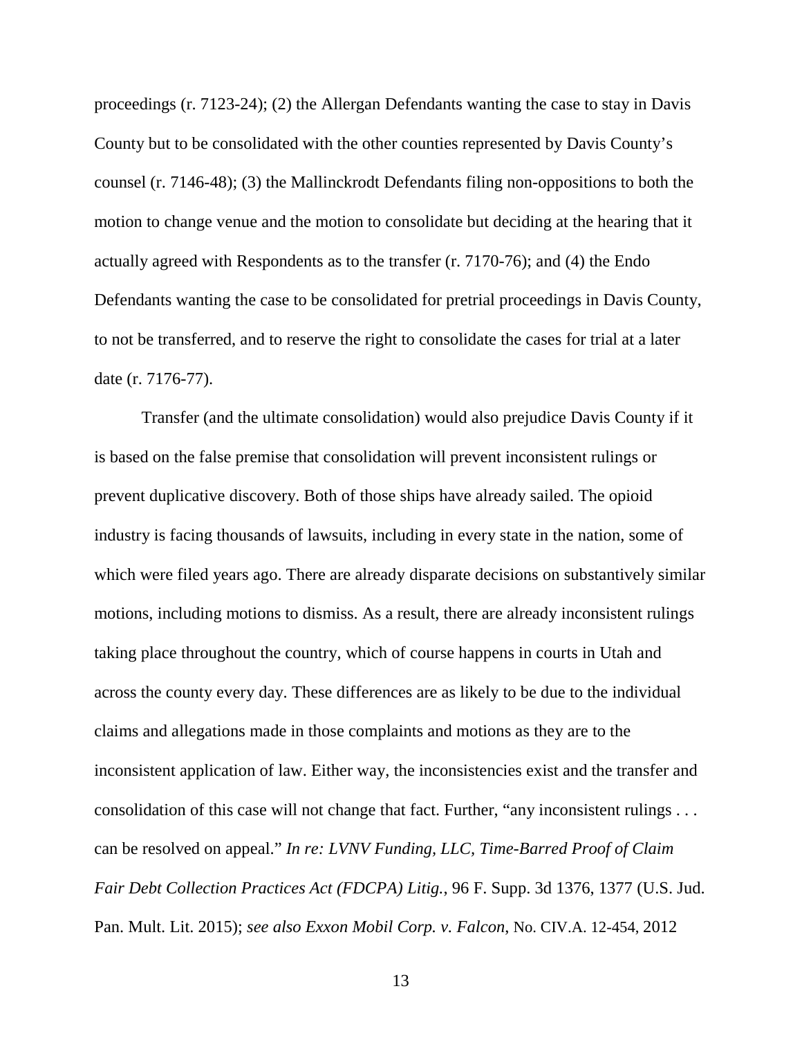proceedings (r. 7123-24); (2) the Allergan Defendants wanting the case to stay in Davis County but to be consolidated with the other counties represented by Davis County's counsel (r. 7146-48); (3) the Mallinckrodt Defendants filing non-oppositions to both the motion to change venue and the motion to consolidate but deciding at the hearing that it actually agreed with Respondents as to the transfer (r. 7170-76); and (4) the Endo Defendants wanting the case to be consolidated for pretrial proceedings in Davis County, to not be transferred, and to reserve the right to consolidate the cases for trial at a later date (r. 7176-77).

Transfer (and the ultimate consolidation) would also prejudice Davis County if it is based on the false premise that consolidation will prevent inconsistent rulings or prevent duplicative discovery. Both of those ships have already sailed. The opioid industry is facing thousands of lawsuits, including in every state in the nation, some of which were filed years ago. There are already disparate decisions on substantively similar motions, including motions to dismiss. As a result, there are already inconsistent rulings taking place throughout the country, which of course happens in courts in Utah and across the county every day. These differences are as likely to be due to the individual claims and allegations made in those complaints and motions as they are to the inconsistent application of law. Either way, the inconsistencies exist and the transfer and consolidation of this case will not change that fact. Further, "any inconsistent rulings . . . can be resolved on appeal." *In re: LVNV Funding, LLC, Time-Barred Proof of Claim Fair Debt Collection Practices Act (FDCPA) Litig.*, 96 F. Supp. 3d 1376, 1377 (U.S. Jud. Pan. Mult. Lit. 2015); *see also Exxon Mobil Corp. v. Falcon*, No. CIV.A. 12-454, 2012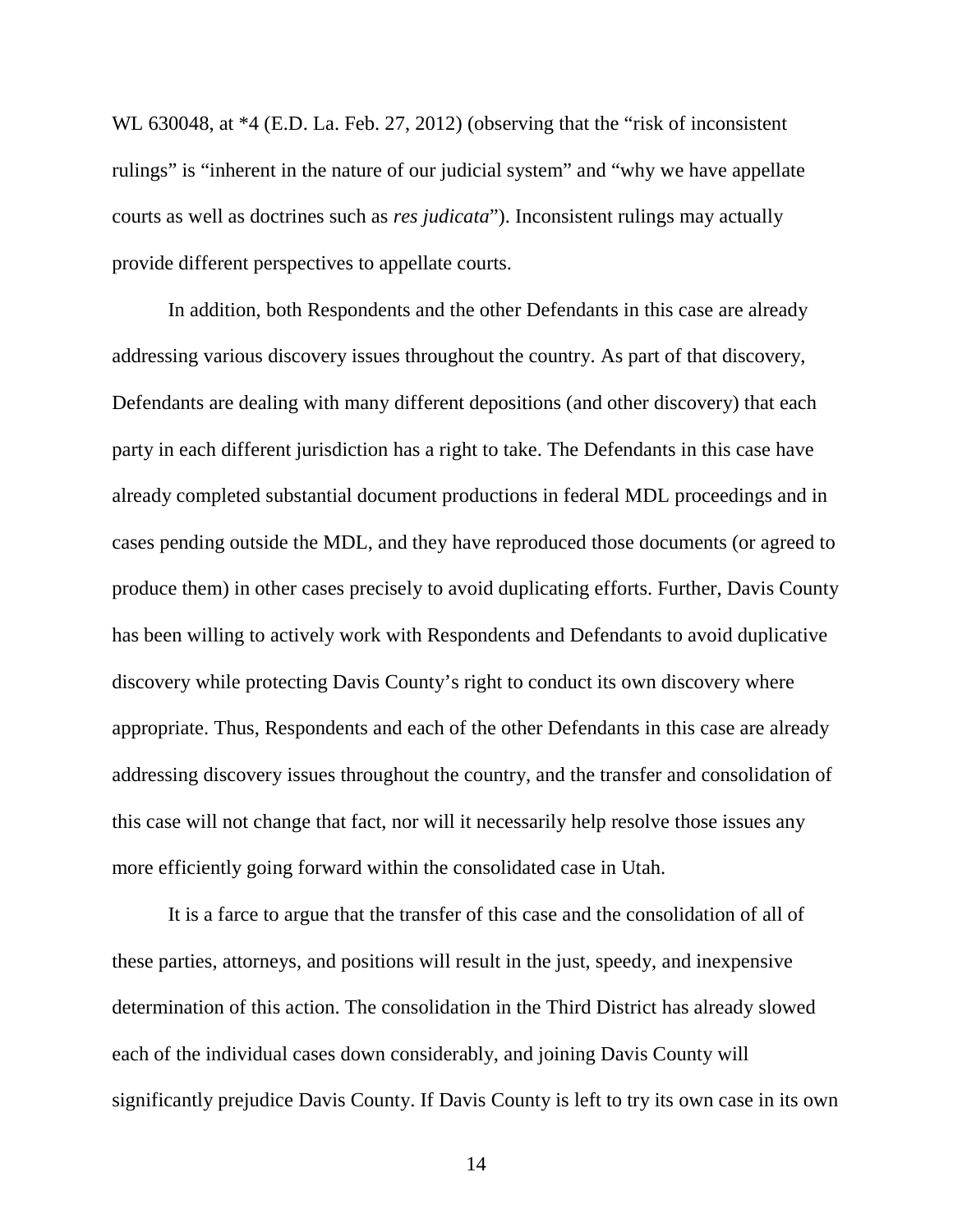WL 630048, at *4 (E.D. La. Feb. 27, 2012) (observing that the "risk of inconsistent rulings" is "inherent in the nature of our judicial system" and "why we have appellate courts as well as doctrines such as *res judicata*"). Inconsistent rulings may actually provide different perspectives to appellate courts.

In addition, both Respondents and the other Defendants in this case are already addressing various discovery issues throughout the country. As part of that discovery, Defendants are dealing with many different depositions (and other discovery) that each party in each different jurisdiction has a right to take. The Defendants in this case have already completed substantial document productions in federal MDL proceedings and in cases pending outside the MDL, and they have reproduced those documents (or agreed to produce them) in other cases precisely to avoid duplicating efforts. Further, Davis County has been willing to actively work with Respondents and Defendants to avoid duplicative discovery while protecting Davis County's right to conduct its own discovery where appropriate. Thus, Respondents and each of the other Defendants in this case are already addressing discovery issues throughout the country, and the transfer and consolidation of this case will not change that fact, nor will it necessarily help resolve those issues any more efficiently going forward within the consolidated case in Utah.

It is a farce to argue that the transfer of this case and the consolidation of all of these parties, attorneys, and positions will result in the just, speedy, and inexpensive determination of this action. The consolidation in the Third District has already slowed each of the individual cases down considerably, and joining Davis County will significantly prejudice Davis County. If Davis County is left to try its own case in its own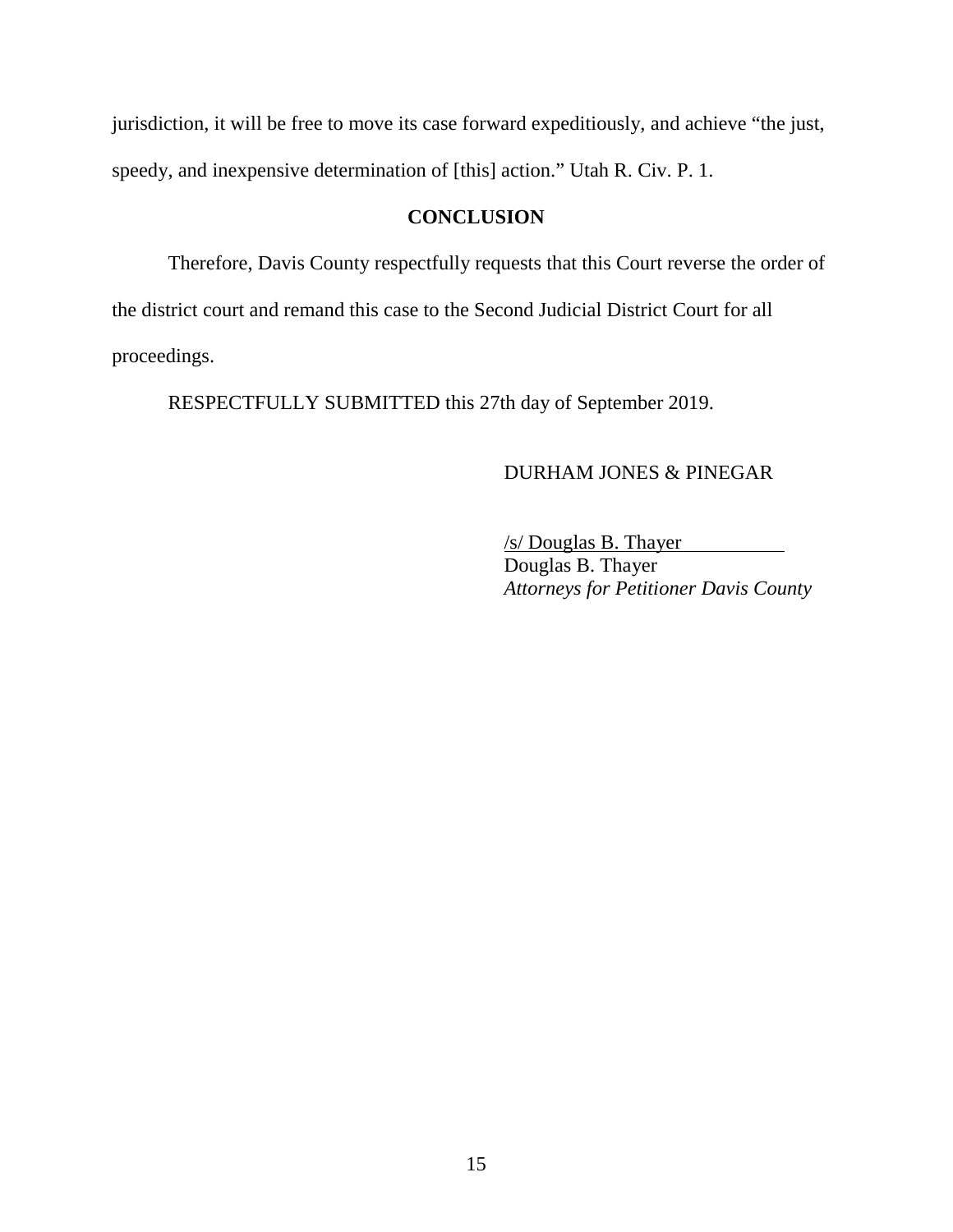jurisdiction, it will be free to move its case forward expeditiously, and achieve "the just, speedy, and inexpensive determination of [this] action." Utah R. Civ. P. 1.

## CONCLUSION

Therefore, Davis County respectfully requests that this Court reverse the order of the district court and remand this case to the Second Judicial District Court for all proceedings.

RESPECTFULLY SUBMITTED this 27th day of September 2019.

DURHAM JONES & PINEGAR

/s/ Douglas B. Thayer
Douglas B. Thayer
*Attorneys for Petitioner Davis County*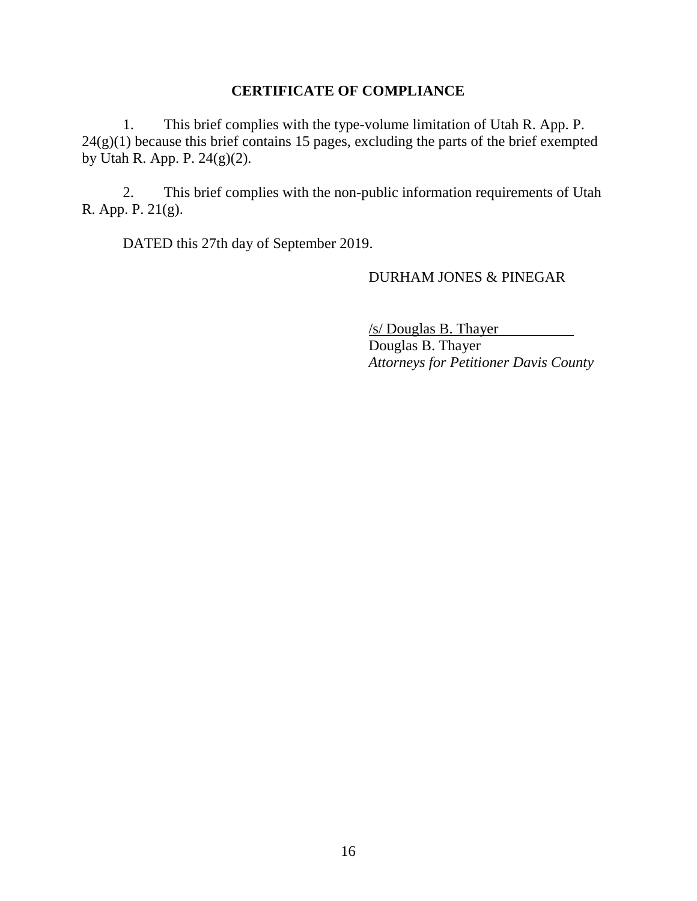## CERTIFICATE OF COMPLIANCE

1. This brief complies with the type-volume limitation of Utah R. App. P. 24(g)(1) because this brief contains 15 pages, excluding the parts of the brief exempted by Utah R. App. P. 24(g)(2).

2. This brief complies with the non-public information requirements of Utah R. App. P. 21(g).

DATED this 27th day of September 2019.

DURHAM JONES & PINEGAR

/s/ Douglas B. Thayer
Douglas B. Thayer
*Attorneys for Petitioner Davis County*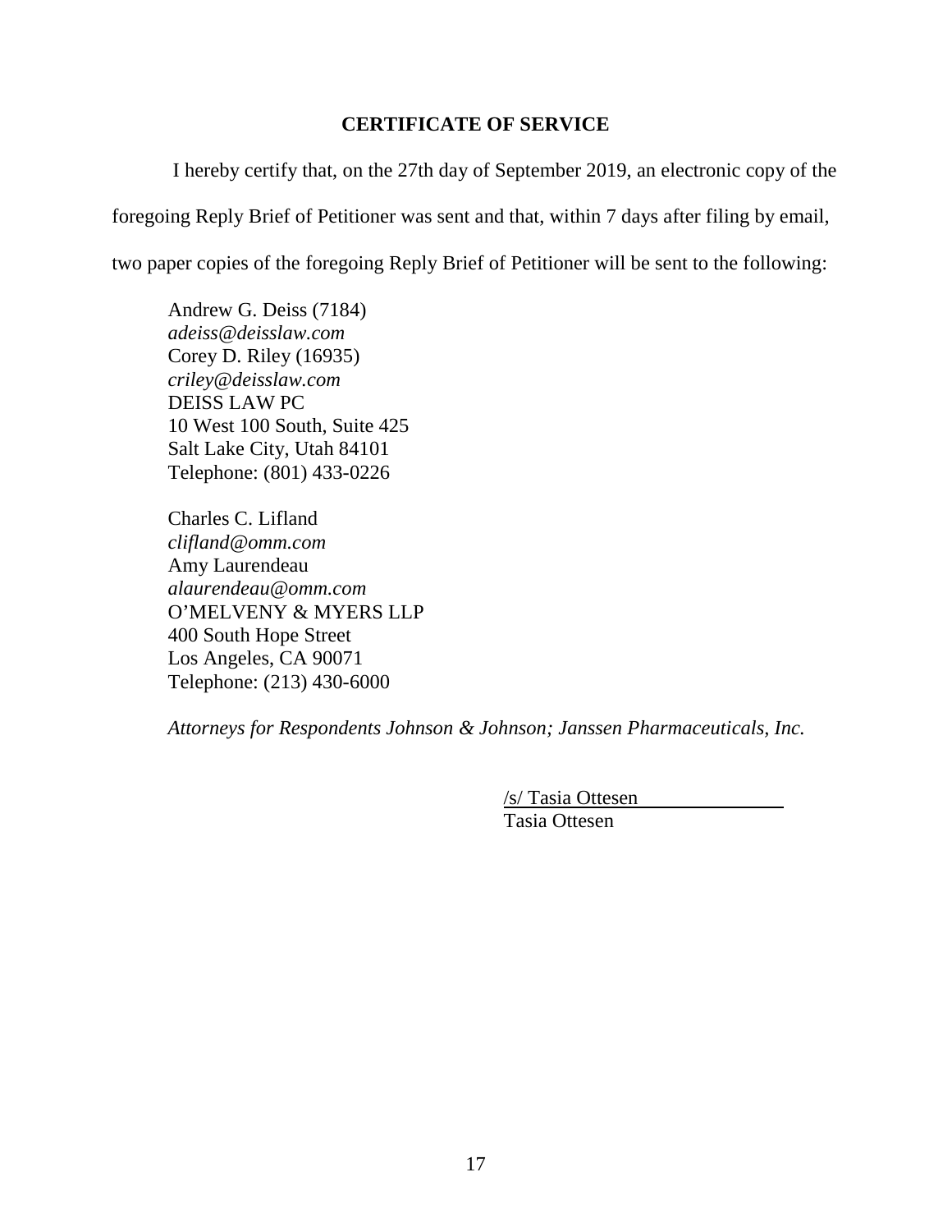## CERTIFICATE OF SERVICE

I hereby certify that, on the 27th day of September 2019, an electronic copy of the foregoing Reply Brief of Petitioner was sent and that, within 7 days after filing by email, two paper copies of the foregoing Reply Brief of Petitioner will be sent to the following:

Andrew G. Deiss (7184)  
*adeiss@deisslaw.com*  
Corey D. Riley (16935)  
*criley@deisslaw.com*  
DEISS LAW PC  
10 West 100 South, Suite 425  
Salt Lake City, Utah 84101  
Telephone: (801) 433-0226

Charles C. Lifland  
*clifland@omm.com*  
Amy Laurendeau  
*alaurendeau@omm.com*  
O'MELVENY & MYERS LLP  
400 South Hope Street  
Los Angeles, CA 90071  
Telephone: (213) 430-6000

*Attorneys for Respondents Johnson & Johnson; Janssen Pharmaceuticals, Inc.*

/s/ Tasia Ottesen  
Tasia Ottesen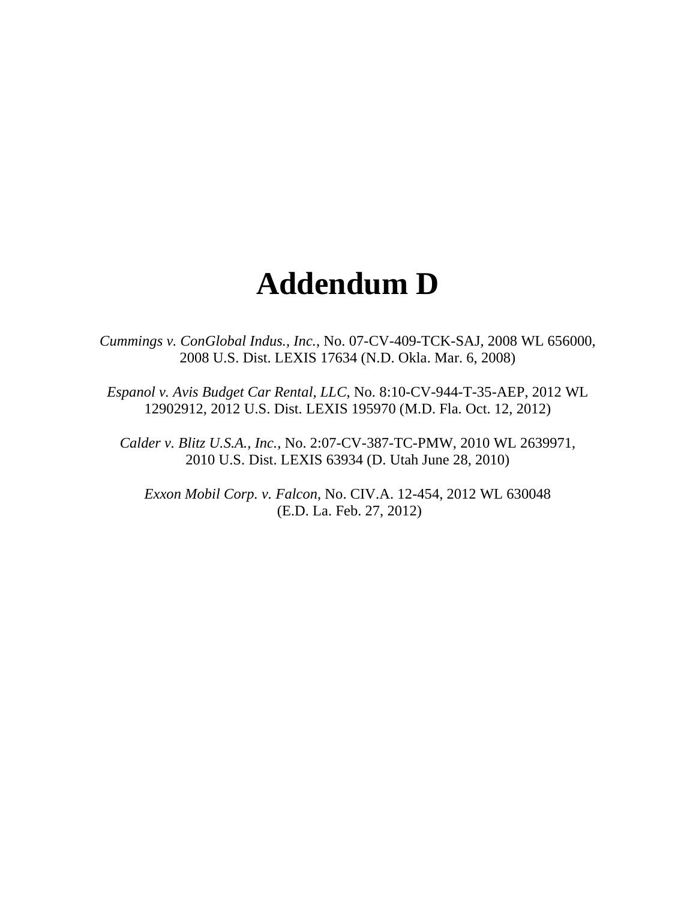# Addendum D

*Cummings v. ConGlobal Indus., Inc.*, No. 07-CV-409-TCK-SAJ, 2008 WL 656000, 2008 U.S. Dist. LEXIS 17634 (N.D. Okla. Mar. 6, 2008)

*Espanol v. Avis Budget Car Rental, LLC*, No. 8:10-CV-944-T-35-AEP, 2012 WL 12902912, 2012 U.S. Dist. LEXIS 195970 (M.D. Fla. Oct. 12, 2012)

*Calder v. Blitz U.S.A., Inc.*, No. 2:07-CV-387-TC-PMW, 2010 WL 2639971, 2010 U.S. Dist. LEXIS 63934 (D. Utah June 28, 2010)

*Exxon Mobil Corp. v. Falcon*, No. CIV.A. 12-454, 2012 WL 630048 (E.D. La. Feb. 27, 2012)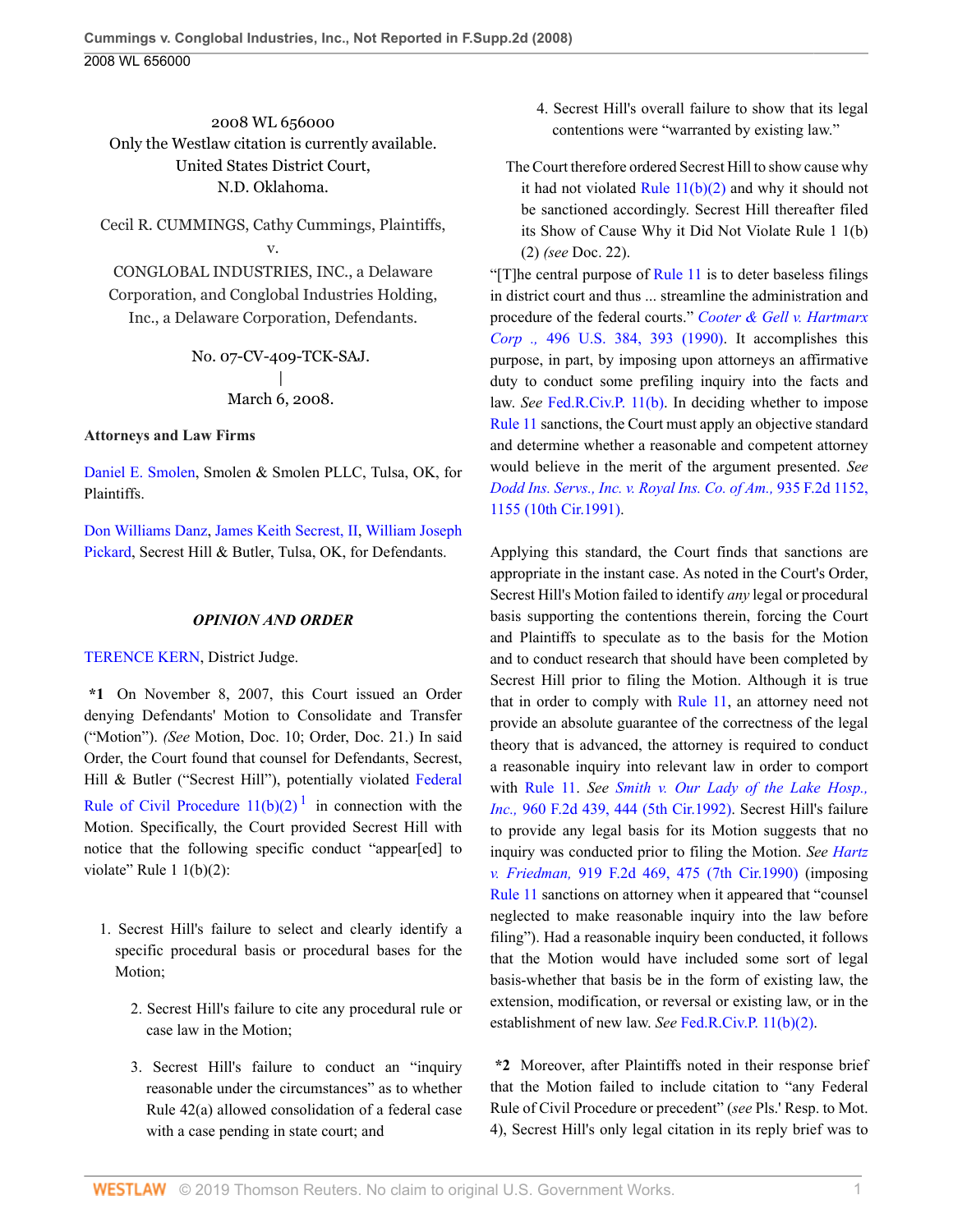2008 WL 656000
Only the Westlaw citation is currently available.
United States District Court,
N.D. Oklahoma.

Cecil R. CUMMINGS, Cathy Cummings, Plaintiffs,
v.
CONGLOBAL INDUSTRIES, INC., a Delaware Corporation, and Conglobal Industries Holding, Inc., a Delaware Corporation, Defendants.

No. 07-CV-409-TCK-SAJ.
|
March 6, 2008.

**Attorneys and Law Firms**

Daniel E. Smolen, Smolen & Smolen PLLC, Tulsa, OK, for Plaintiffs.

Don Williams Danz, James Keith Secrest, II, William Joseph Pickard, Secrest Hill & Butler, Tulsa, OK, for Defendants.

***OPINION AND ORDER***

TERENCE KERN, District Judge.

**\*1** On November 8, 2007, this Court issued an Order denying Defendants' Motion to Consolidate and Transfer ("Motion"). *(See* Motion, Doc. 10; Order, Doc. 21.) In said Order, the Court found that counsel for Defendants, Secrest, Hill & Butler ("Secrest Hill"), potentially violated Federal Rule of Civil Procedure 11(b)(2) [1] in connection with the Motion. Specifically, the Court provided Secrest Hill with notice that the following specific conduct "appear[ed] to violate" Rule 1 1(b)(2):

1. Secrest Hill's failure to select and clearly identify a specific procedural basis or procedural bases for the Motion;

2. Secrest Hill's failure to cite any procedural rule or case law in the Motion;

3. Secrest Hill's failure to conduct an "inquiry reasonable under the circumstances" as to whether Rule 42(a) allowed consolidation of a federal case with a case pending in state court; and

4. Secrest Hill's overall failure to show that its legal contentions were "warranted by existing law."

The Court therefore ordered Secrest Hill to show cause why it had not violated Rule 11(b)(2) and why it should not be sanctioned accordingly. Secrest Hill thereafter filed its Show of Cause Why it Did Not Violate Rule 1 1(b)(2) *(see* Doc. 22).

"[T]he central purpose of Rule 11 is to deter baseless filings in district court and thus ... streamline the administration and procedure of the federal courts." *Cooter & Gell v. Hartmarx Corp .,* 496 U.S. 384, 393 (1990). It accomplishes this purpose, in part, by imposing upon attorneys an affirmative duty to conduct some prefiling inquiry into the facts and law. *See* Fed.R.Civ.P. 11(b). In deciding whether to impose Rule 11 sanctions, the Court must apply an objective standard and determine whether a reasonable and competent attorney would believe in the merit of the argument presented. *See Dodd Ins. Servs., Inc. v. Royal Ins. Co. of Am.,* 935 F.2d 1152, 1155 (10th Cir.1991).

Applying this standard, the Court finds that sanctions are appropriate in the instant case. As noted in the Court's Order, Secrest Hill's Motion failed to identify *any* legal or procedural basis supporting the contentions therein, forcing the Court and Plaintiffs to speculate as to the basis for the Motion and to conduct research that should have been completed by Secrest Hill prior to filing the Motion. Although it is true that in order to comply with Rule 11, an attorney need not provide an absolute guarantee of the correctness of the legal theory that is advanced, the attorney is required to conduct a reasonable inquiry into relevant law in order to comport with Rule 11. *See Smith v. Our Lady of the Lake Hosp., Inc.,* 960 F.2d 439, 444 (5th Cir.1992). Secrest Hill's failure to provide any legal basis for its Motion suggests that no inquiry was conducted prior to filing the Motion. *See Hartz v. Friedman,* 919 F.2d 469, 475 (7th Cir.1990) (imposing Rule 11 sanctions on attorney when it appeared that "counsel neglected to make reasonable inquiry into the law before filing"). Had a reasonable inquiry been conducted, it follows that the Motion would have included some sort of legal basis-whether that basis be in the form of existing law, the extension, modification, or reversal or existing law, or in the establishment of new law. *See* Fed.R.Civ.P. 11(b)(2).

**\*2** Moreover, after Plaintiffs noted in their response brief that the Motion failed to include citation to "any Federal Rule of Civil Procedure or precedent" (*see* Pls.' Resp. to Mot. 4), Secrest Hill's only legal citation in its reply brief was to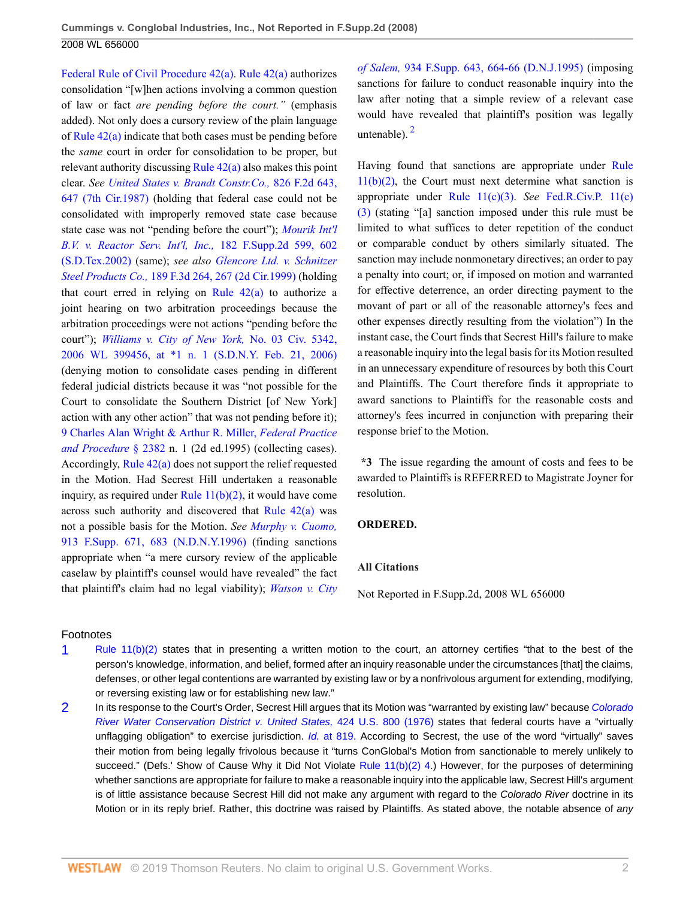Federal Rule of Civil Procedure 42(a). Rule 42(a) authorizes consolidation "[w]hen actions involving a common question of law or fact *are pending before the court.*" (emphasis added). Not only does a cursory review of the plain language of Rule 42(a) indicate that both cases must be pending before the *same* court in order for consolidation to be proper, but relevant authority discussing Rule 42(a) also makes this point clear. *See United States v. Brandt Constr.Co.,* 826 F.2d 643, 647 (7th Cir.1987) (holding that federal case could not be consolidated with improperly removed state case because state case was not "pending before the court"); *Mourik Int'l B.V. v. Reactor Serv. Int'l, Inc.,* 182 F.Supp.2d 599, 602 (S.D.Tex.2002) (same); *see also Glencore Ltd. v. Schnitzer Steel Products Co.,* 189 F.3d 264, 267 (2d Cir.1999) (holding that court erred in relying on Rule 42(a) to authorize a joint hearing on two arbitration proceedings because the arbitration proceedings were not actions "pending before the court"); *Williams v. City of New York,* No. 03 Civ. 5342, 2006 WL 399456, at *1 n. 1 (S.D.N.Y. Feb. 21, 2006) (denying motion to consolidate cases pending in different federal judicial districts because it was "not possible for the Court to consolidate the Southern District [of New York] action with any other action" that was not pending before it); 9 Charles Alan Wright & Arthur R. Miller, *Federal Practice and Procedure* § 2382 n. 1 (2d ed.1995) (collecting cases). Accordingly, Rule 42(a) does not support the relief requested in the Motion. Had Secrest Hill undertaken a reasonable inquiry, as required under Rule 11(b)(2), it would have come across such authority and discovered that Rule 42(a) was not a possible basis for the Motion. *See Murphy v. Cuomo,* 913 F.Supp. 671, 683 (N.D.N.Y.1996) (finding sanctions appropriate when "a mere cursory review of the applicable caselaw by plaintiff's counsel would have revealed" the fact that plaintiff's claim had no legal viability); *Watson v. City of Salem,* 934 F.Supp. 643, 664-66 (D.N.J.1995) (imposing sanctions for failure to conduct reasonable inquiry into the law after noting that a simple review of a relevant case would have revealed that plaintiff's position was legally untenable).[2]

Having found that sanctions are appropriate under Rule 11(b)(2), the Court must next determine what sanction is appropriate under Rule 11(c)(3). *See* Fed.R.Civ.P. 11(c)(3) (stating "[a] sanction imposed under this rule must be limited to what suffices to deter repetition of the conduct or comparable conduct by others similarly situated. The sanction may include nonmonetary directives; an order to pay a penalty into court; or, if imposed on motion and warranted for effective deterrence, an order directing payment to the movant of part or all of the reasonable attorney's fees and other expenses directly resulting from the violation") In the instant case, the Court finds that Secrest Hill's failure to make a reasonable inquiry into the legal basis for its Motion resulted in an unnecessary expenditure of resources by both this Court and Plaintiffs. The Court therefore finds it appropriate to award sanctions to Plaintiffs for the reasonable costs and attorney's fees incurred in conjunction with preparing their response brief to the Motion.

**\*3** The issue regarding the amount of costs and fees to be awarded to Plaintiffs is REFERRED to Magistrate Joyner for resolution.

**ORDERED.**

### All Citations

Not Reported in F.Supp.2d, 2008 WL 656000

## Footnotes

1. Rule 11(b)(2) states that in presenting a written motion to the court, an attorney certifies "that to the best of the person's knowledge, information, and belief, formed after an inquiry reasonable under the circumstances [that] the claims, defenses, or other legal contentions are warranted by existing law or by a nonfrivolous argument for extending, modifying, or reversing existing law or for establishing new law."

2. In its response to the Court's Order, Secrest Hill argues that its Motion was "warranted by existing law" because *Colorado River Water Conservation District v. United States,* 424 U.S. 800 (1976) states that federal courts have a "virtually unflagging obligation" to exercise jurisdiction. *Id.* at 819. According to Secrest, the use of the word "virtually" saves their motion from being legally frivolous because it "turns ConGlobal's Motion from sanctionable to merely unlikely to succeed." (Defs.' Show of Cause Why it Did Not Violate Rule 11(b)(2) 4.) However, for the purposes of determining whether sanctions are appropriate for failure to make a reasonable inquiry into the applicable law, Secrest Hill's argument is of little assistance because Secrest Hill did not make any argument with regard to the *Colorado River* doctrine in its Motion or in its reply brief. Rather, this doctrine was raised by Plaintiffs. As stated above, the notable absence of *any*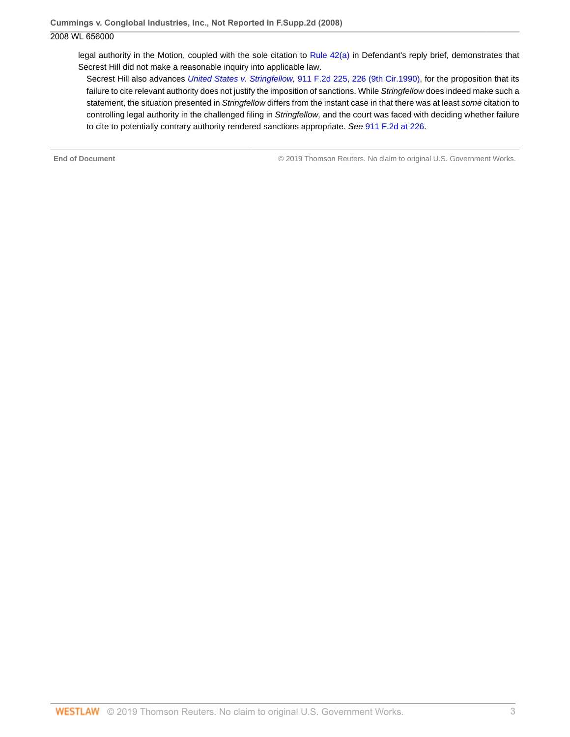legal authority in the Motion, coupled with the sole citation to Rule 42(a) in Defendant's reply brief, demonstrates that Secrest Hill did not make a reasonable inquiry into applicable law.

Secrest Hill also advances *United States v. Stringfellow,* 911 F.2d 225, 226 (9th Cir.1990), for the proposition that its failure to cite relevant authority does not justify the imposition of sanctions. While *Stringfellow* does indeed make such a statement, the situation presented in *Stringfellow* differs from the instant case in that there was at least *some* citation to controlling legal authority in the challenged filing in *Stringfellow,* and the court was faced with deciding whether failure to cite to potentially contrary authority rendered sanctions appropriate. *See* 911 F.2d at 226.

**End of Document**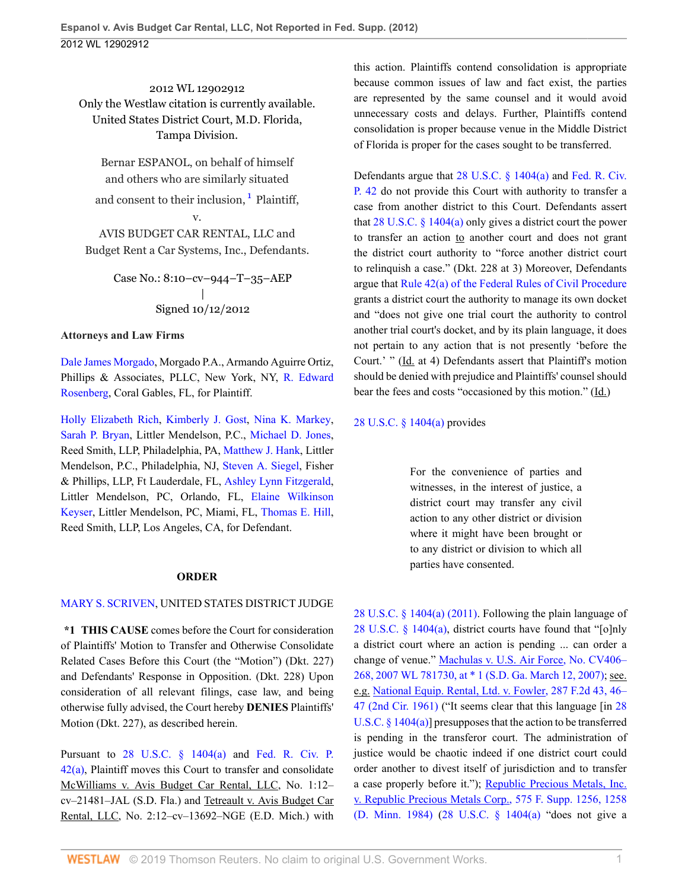2012 WL 12902912

Only the Westlaw citation is currently available.

United States District Court, M.D. Florida, Tampa Division.

Bernar ESPANOL, on behalf of himself and others who are similarly situated and consent to their inclusion, [1] Plaintiff,

v.

AVIS BUDGET CAR RENTAL, LLC and Budget Rent a Car Systems, Inc., Defendants.

Case No.: 8:10–cv–944–T–35–AEP

|

Signed 10/12/2012

**Attorneys and Law Firms**

Dale James Morgado, Morgado P.A., Armando Aguirre Ortiz, Phillips & Associates, PLLC, New York, NY, R. Edward Rosenberg, Coral Gables, FL, for Plaintiff.

Holly Elizabeth Rich, Kimberly J. Gost, Nina K. Markey, Sarah P. Bryan, Littler Mendelson, P.C., Michael D. Jones, Reed Smith, LLP, Philadelphia, PA, Matthew J. Hank, Littler Mendelson, P.C., Philadelphia, NJ, Steven A. Siegel, Fisher & Phillips, LLP, Ft Lauderdale, FL, Ashley Lynn Fitzgerald, Littler Mendelson, PC, Orlando, FL, Elaine Wilkinson Keyser, Littler Mendelson, PC, Miami, FL, Thomas E. Hill, Reed Smith, LLP, Los Angeles, CA, for Defendant.

**ORDER**

MARY S. SCRIVEN, UNITED STATES DISTRICT JUDGE

**\*1 THIS CAUSE** comes before the Court for consideration of Plaintiffs' Motion to Transfer and Otherwise Consolidate Related Cases Before this Court (the "Motion") (Dkt. 227) and Defendants' Response in Opposition. (Dkt. 228) Upon consideration of all relevant filings, case law, and being otherwise fully advised, the Court hereby **DENIES** Plaintiffs' Motion (Dkt. 227), as described herein.

Pursuant to 28 U.S.C. § 1404(a) and Fed. R. Civ. P. 42(a), Plaintiff moves this Court to transfer and consolidate McWilliams v. Avis Budget Car Rental, LLC, No. 1:12–cv–21481–JAL (S.D. Fla.) and Tetreault v. Avis Budget Car Rental, LLC, No. 2:12–cv–13692–NGE (E.D. Mich.) with this action. Plaintiffs contend consolidation is appropriate because common issues of law and fact exist, the parties are represented by the same counsel and it would avoid unnecessary costs and delays. Further, Plaintiffs contend consolidation is proper because venue in the Middle District of Florida is proper for the cases sought to be transferred.

Defendants argue that 28 U.S.C. § 1404(a) and Fed. R. Civ. P. 42 do not provide this Court with authority to transfer a case from another district to this Court. Defendants assert that 28 U.S.C. § 1404(a) only gives a district court the power to transfer an action to another court and does not grant the district court authority to "force another district court to relinquish a case." (Dkt. 228 at 3) Moreover, Defendants argue that Rule 42(a) of the Federal Rules of Civil Procedure grants a district court the authority to manage its own docket and "does not give one trial court the authority to control another trial court's docket, and by its plain language, it does not pertain to any action that is not presently 'before the Court.' " (Id. at 4) Defendants assert that Plaintiff's motion should be denied with prejudice and Plaintiffs' counsel should bear the fees and costs "occasioned by this motion." (Id.)

28 U.S.C. § 1404(a) provides

> For the convenience of parties and witnesses, in the interest of justice, a district court may transfer any civil action to any other district or division where it might have been brought or to any district or division to which all parties have consented.

28 U.S.C. § 1404(a) (2011). Following the plain language of 28 U.S.C. § 1404(a), district courts have found that "[o]nly a district court where an action is pending ... can order a change of venue." Machulas v. U.S. Air Force, No. CV406–268, 2007 WL 781730, at \* 1 (S.D. Ga. March 12, 2007); see. e.g. National Equip. Rental, Ltd. v. Fowler, 287 F.2d 43, 46–47 (2nd Cir. 1961) ("It seems clear that this language [in 28 U.S.C. § 1404(a)] presupposes that the action to be transferred is pending in the transferor court. The administration of justice would be chaotic indeed if one district court could order another to divest itself of jurisdiction and to transfer a case properly before it."); Republic Precious Metals, Inc. v. Republic Precious Metals Corp., 575 F. Supp. 1256, 1258 (D. Minn. 1984) (28 U.S.C. § 1404(a) "does not give a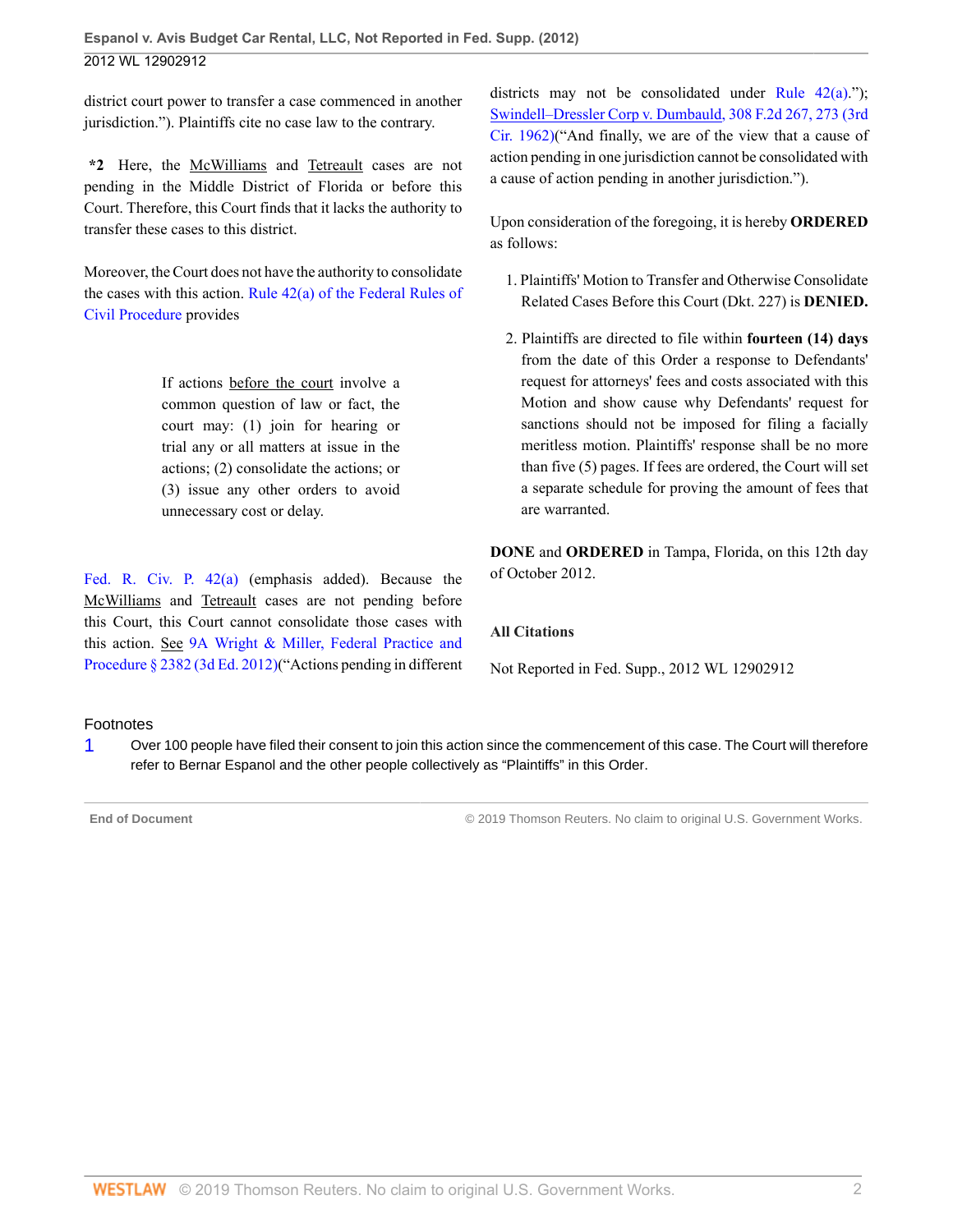district court power to transfer a case commenced in another jurisdiction."). Plaintiffs cite no case law to the contrary.

**\*2** Here, the McWilliams and Tetreault cases are not pending in the Middle District of Florida or before this Court. Therefore, this Court finds that it lacks the authority to transfer these cases to this district.

Moreover, the Court does not have the authority to consolidate the cases with this action. Rule 42(a) of the Federal Rules of Civil Procedure provides

> If actions before the court involve a common question of law or fact, the court may: (1) join for hearing or trial any or all matters at issue in the actions; (2) consolidate the actions; or (3) issue any other orders to avoid unnecessary cost or delay.

Fed. R. Civ. P. 42(a) (emphasis added). Because the McWilliams and Tetreault cases are not pending before this Court, this Court cannot consolidate those cases with this action. See 9A Wright & Miller, Federal Practice and Procedure § 2382 (3d Ed. 2012)("Actions pending in different districts may not be consolidated under Rule 42(a)."); Swindell–Dressler Corp v. Dumbauld, 308 F.2d 267, 273 (3rd Cir. 1962)("And finally, we are of the view that a cause of action pending in one jurisdiction cannot be consolidated with a cause of action pending in another jurisdiction.").

Upon consideration of the foregoing, it is hereby **ORDERED** as follows:

1. Plaintiffs' Motion to Transfer and Otherwise Consolidate Related Cases Before this Court (Dkt. 227) is **DENIED.**

2. Plaintiffs are directed to file within **fourteen (14) days** from the date of this Order a response to Defendants' request for attorneys' fees and costs associated with this Motion and show cause why Defendants' request for sanctions should not be imposed for filing a facially meritless motion. Plaintiffs' response shall be no more than five (5) pages. If fees are ordered, the Court will set a separate schedule for proving the amount of fees that are warranted.

**DONE** and **ORDERED** in Tampa, Florida, on this 12th day of October 2012.

**All Citations**

Not Reported in Fed. Supp., 2012 WL 12902912

Footnotes

1 Over 100 people have filed their consent to join this action since the commencement of this case. The Court will therefore refer to Bernar Espanol and the other people collectively as "Plaintiffs" in this Order.

End of Document © 2019 Thomson Reuters. No claim to original U.S. Government Works.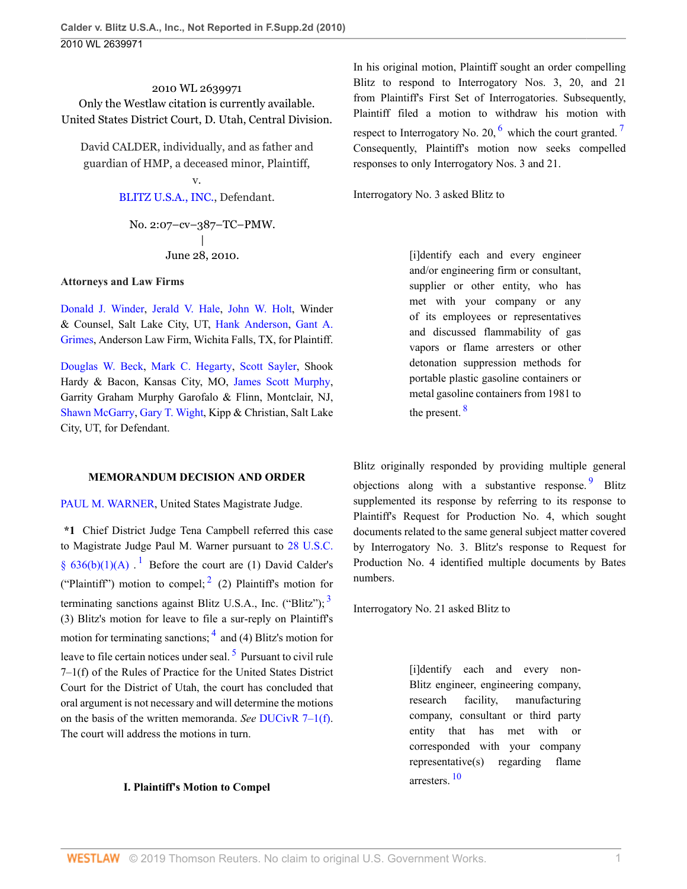2010 WL 2639971
Only the Westlaw citation is currently available.
United States District Court, D. Utah, Central Division.

David CALDER, individually, and as father and guardian of HMP, a deceased minor, Plaintiff,
v.
BLITZ U.S.A., INC., Defendant.

No. 2:07–cv–387–TC–PMW.
|
June 28, 2010.

**Attorneys and Law Firms**

Donald J. Winder, Jerald V. Hale, John W. Holt, Winder & Counsel, Salt Lake City, UT, Hank Anderson, Gant A. Grimes, Anderson Law Firm, Wichita Falls, TX, for Plaintiff.

Douglas W. Beck, Mark C. Hegarty, Scott Sayler, Shook Hardy & Bacon, Kansas City, MO, James Scott Murphy, Garrity Graham Murphy Garofalo & Flinn, Montclair, NJ, Shawn McGarry, Gary T. Wight, Kipp & Christian, Salt Lake City, UT, for Defendant.

**MEMORANDUM DECISION AND ORDER**

PAUL M. WARNER, United States Magistrate Judge.

**\*1** Chief District Judge Tena Campbell referred this case to Magistrate Judge Paul M. Warner pursuant to 28 U.S.C. § 636(b)(1)(A) .[1] Before the court are (1) David Calder's ("Plaintiff") motion to compel;[2] (2) Plaintiff's motion for terminating sanctions against Blitz U.S.A., Inc. ("Blitz");[3] (3) Blitz's motion for leave to file a sur-reply on Plaintiff's motion for terminating sanctions;[4] and (4) Blitz's motion for leave to file certain notices under seal.[5] Pursuant to civil rule 7–1(f) of the Rules of Practice for the United States District Court for the District of Utah, the court has concluded that oral argument is not necessary and will determine the motions on the basis of the written memoranda. *See* DUCivR 7–1(f). The court will address the motions in turn.

**I. Plaintiff's Motion to Compel**

In his original motion, Plaintiff sought an order compelling Blitz to respond to Interrogatory Nos. 3, 20, and 21 from Plaintiff's First Set of Interrogatories. Subsequently, Plaintiff filed a motion to withdraw his motion with respect to Interrogatory No. 20,[6] which the court granted.[7] Consequently, Plaintiff's motion now seeks compelled responses to only Interrogatory Nos. 3 and 21.

Interrogatory No. 3 asked Blitz to

> [i]dentify each and every engineer and/or engineering firm or consultant, supplier or other entity, who has met with your company or any of its employees or representatives and discussed flammability of gas vapors or flame arresters or other detonation suppression methods for portable plastic gasoline containers or metal gasoline containers from 1981 to the present.[8]

Blitz originally responded by providing multiple general objections along with a substantive response.[9] Blitz supplemented its response by referring to its response to Plaintiff's Request for Production No. 4, which sought documents related to the same general subject matter covered by Interrogatory No. 3. Blitz's response to Request for Production No. 4 identified multiple documents by Bates numbers.

Interrogatory No. 21 asked Blitz to

> [i]dentify each and every non-Blitz engineer, engineering company, research facility, manufacturing company, consultant or third party entity that has met with or corresponded with your company representative(s) regarding flame arresters.[10]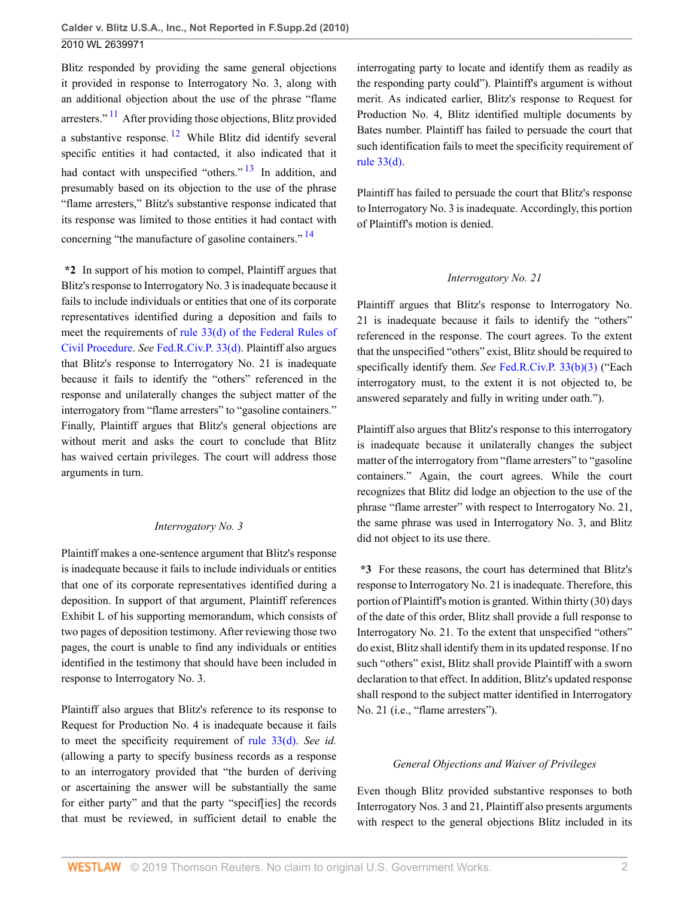Blitz responded by providing the same general objections it provided in response to Interrogatory No. 3, along with an additional objection about the use of the phrase "flame arresters." [11] After providing those objections, Blitz provided a substantive response. [12] While Blitz did identify several specific entities it had contacted, it also indicated that it had contact with unspecified "others." [13] In addition, and presumably based on its objection to the use of the phrase "flame arresters," Blitz's substantive response indicated that its response was limited to those entities it had contact with concerning "the manufacture of gasoline containers." [14]

**\*2** In support of his motion to compel, Plaintiff argues that Blitz's response to Interrogatory No. 3 is inadequate because it fails to include individuals or entities that one of its corporate representatives identified during a deposition and fails to meet the requirements of rule 33(d) of the Federal Rules of Civil Procedure. *See* Fed.R.Civ.P. 33(d). Plaintiff also argues that Blitz's response to Interrogatory No. 21 is inadequate because it fails to identify the "others" referenced in the response and unilaterally changes the subject matter of the interrogatory from "flame arresters" to "gasoline containers." Finally, Plaintiff argues that Blitz's general objections are without merit and asks the court to conclude that Blitz has waived certain privileges. The court will address those arguments in turn.

*Interrogatory No. 3*

Plaintiff makes a one-sentence argument that Blitz's response is inadequate because it fails to include individuals or entities that one of its corporate representatives identified during a deposition. In support of that argument, Plaintiff references Exhibit L of his supporting memorandum, which consists of two pages of deposition testimony. After reviewing those two pages, the court is unable to find any individuals or entities identified in the testimony that should have been included in response to Interrogatory No. 3.

Plaintiff also argues that Blitz's reference to its response to Request for Production No. 4 is inadequate because it fails to meet the specificity requirement of rule 33(d). *See id.* (allowing a party to specify business records as a response to an interrogatory provided that "the burden of deriving or ascertaining the answer will be substantially the same for either party" and that the party "specif[ies] the records that must be reviewed, in sufficient detail to enable the interrogating party to locate and identify them as readily as the responding party could"). Plaintiff's argument is without merit. As indicated earlier, Blitz's response to Request for Production No. 4, Blitz identified multiple documents by Bates number. Plaintiff has failed to persuade the court that such identification fails to meet the specificity requirement of rule 33(d).

Plaintiff has failed to persuade the court that Blitz's response to Interrogatory No. 3 is inadequate. Accordingly, this portion of Plaintiff's motion is denied.

*Interrogatory No. 21*

Plaintiff argues that Blitz's response to Interrogatory No. 21 is inadequate because it fails to identify the "others" referenced in the response. The court agrees. To the extent that the unspecified "others" exist, Blitz should be required to specifically identify them. *See* Fed.R.Civ.P. 33(b)(3) ("Each interrogatory must, to the extent it is not objected to, be answered separately and fully in writing under oath.").

Plaintiff also argues that Blitz's response to this interrogatory is inadequate because it unilaterally changes the subject matter of the interrogatory from "flame arresters" to "gasoline containers." Again, the court agrees. While the court recognizes that Blitz did lodge an objection to the use of the phrase "flame arrester" with respect to Interrogatory No. 21, the same phrase was used in Interrogatory No. 3, and Blitz did not object to its use there.

**\*3** For these reasons, the court has determined that Blitz's response to Interrogatory No. 21 is inadequate. Therefore, this portion of Plaintiff's motion is granted. Within thirty (30) days of the date of this order, Blitz shall provide a full response to Interrogatory No. 21. To the extent that unspecified "others" do exist, Blitz shall identify them in its updated response. If no such "others" exist, Blitz shall provide Plaintiff with a sworn declaration to that effect. In addition, Blitz's updated response shall respond to the subject matter identified in Interrogatory No. 21 (i.e., "flame arresters").

*General Objections and Waiver of Privileges*

Even though Blitz provided substantive responses to both Interrogatory Nos. 3 and 21, Plaintiff also presents arguments with respect to the general objections Blitz included in its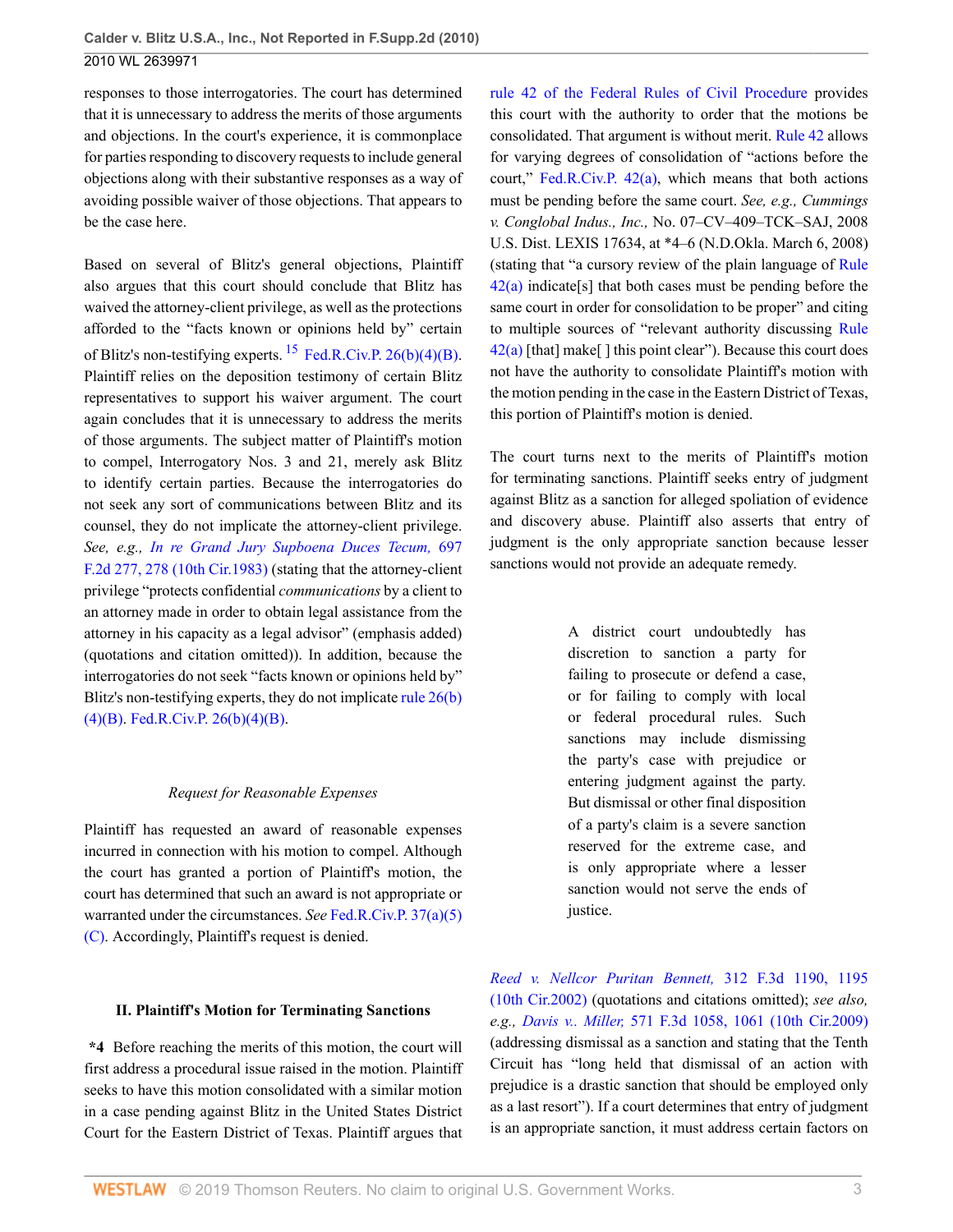responses to those interrogatories. The court has determined that it is unnecessary to address the merits of those arguments and objections. In the court's experience, it is commonplace for parties responding to discovery requests to include general objections along with their substantive responses as a way of avoiding possible waiver of those objections. That appears to be the case here.

Based on several of Blitz's general objections, Plaintiff also argues that this court should conclude that Blitz has waived the attorney-client privilege, as well as the protections afforded to the "facts known or opinions held by" certain of Blitz's non-testifying experts. [15] Fed.R.Civ.P. 26(b)(4)(B). Plaintiff relies on the deposition testimony of certain Blitz representatives to support his waiver argument. The court again concludes that it is unnecessary to address the merits of those arguments. The subject matter of Plaintiff's motion to compel, Interrogatory Nos. 3 and 21, merely ask Blitz to identify certain parties. Because the interrogatories do not seek any sort of communications between Blitz and its counsel, they do not implicate the attorney-client privilege. *See, e.g., In re Grand Jury Subpoena Duces Tecum,* 697 F.2d 277, 278 (10th Cir.1983) (stating that the attorney-client privilege "protects confidential *communications* by a client to an attorney made in order to obtain legal assistance from the attorney in his capacity as a legal advisor" (emphasis added) (quotations and citation omitted)). In addition, because the interrogatories do not seek "facts known or opinions held by" Blitz's non-testifying experts, they do not implicate rule 26(b)(4)(B). Fed.R.Civ.P. 26(b)(4)(B).

*Request for Reasonable Expenses*

Plaintiff has requested an award of reasonable expenses incurred in connection with his motion to compel. Although the court has granted a portion of Plaintiff's motion, the court has determined that such an award is not appropriate or warranted under the circumstances. *See* Fed.R.Civ.P. 37(a)(5)(C). Accordingly, Plaintiff's request is denied.

**II. Plaintiff's Motion for Terminating Sanctions**

**\*4** Before reaching the merits of this motion, the court will first address a procedural issue raised in the motion. Plaintiff seeks to have this motion consolidated with a similar motion in a case pending against Blitz in the United States District Court for the Eastern District of Texas. Plaintiff argues that rule 42 of the Federal Rules of Civil Procedure provides this court with the authority to order that the motions be consolidated. That argument is without merit. Rule 42 allows for varying degrees of consolidation of "actions before the court," Fed.R.Civ.P. 42(a), which means that both actions must be pending before the same court. *See, e.g., Cummings v. Conglobal Indus., Inc.,* No. 07–CV–409–TCK–SAJ, 2008 U.S. Dist. LEXIS 17634, at *4–6 (N.D.Okla. March 6, 2008) (stating that "a cursory review of the plain language of Rule 42(a) indicate[s] that both cases must be pending before the same court in order for consolidation to be proper" and citing to multiple sources of "relevant authority discussing Rule 42(a) [that] make[ ] this point clear"). Because this court does not have the authority to consolidate Plaintiff's motion with the motion pending in the case in the Eastern District of Texas, this portion of Plaintiff's motion is denied.

The court turns next to the merits of Plaintiff's motion for terminating sanctions. Plaintiff seeks entry of judgment against Blitz as a sanction for alleged spoliation of evidence and discovery abuse. Plaintiff also asserts that entry of judgment is the only appropriate sanction because lesser sanctions would not provide an adequate remedy.

> A district court undoubtedly has discretion to sanction a party for failing to prosecute or defend a case, or for failing to comply with local or federal procedural rules. Such sanctions may include dismissing the party's case with prejudice or entering judgment against the party. But dismissal or other final disposition of a party's claim is a severe sanction reserved for the extreme case, and is only appropriate where a lesser sanction would not serve the ends of justice.

*Reed v. Nellcor Puritan Bennett,* 312 F.3d 1190, 1195 (10th Cir.2002) (quotations and citations omitted); *see also, e.g., Davis v.. Miller,* 571 F.3d 1058, 1061 (10th Cir.2009) (addressing dismissal as a sanction and stating that the Tenth Circuit has "long held that dismissal of an action with prejudice is a drastic sanction that should be employed only as a last resort"). If a court determines that entry of judgment is an appropriate sanction, it must address certain factors on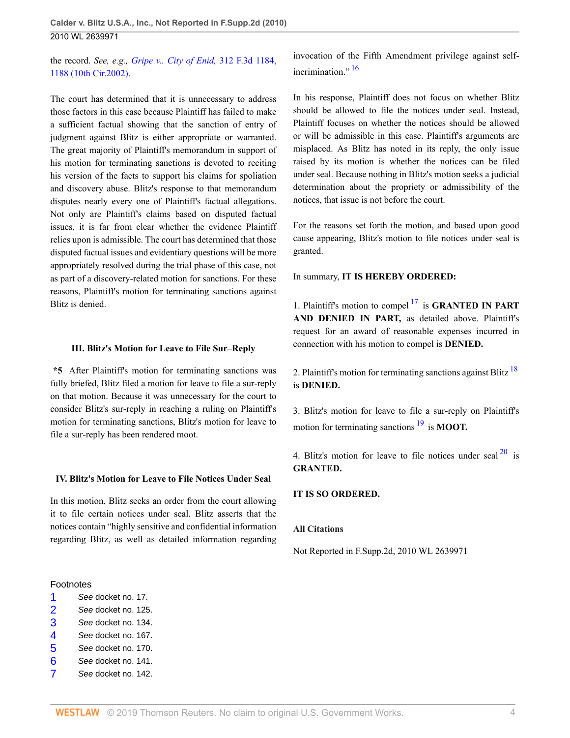the record. *See, e.g., Gripe v.. City of Enid,* 312 F.3d 1184, 1188 (10th Cir.2002).

The court has determined that it is unnecessary to address those factors in this case because Plaintiff has failed to make a sufficient factual showing that the sanction of entry of judgment against Blitz is either appropriate or warranted. The great majority of Plaintiff's memorandum in support of his motion for terminating sanctions is devoted to reciting his version of the facts to support his claims for spoliation and discovery abuse. Blitz's response to that memorandum disputes nearly every one of Plaintiff's factual allegations. Not only are Plaintiff's claims based on disputed factual issues, it is far from clear whether the evidence Plaintiff relies upon is admissible. The court has determined that those disputed factual issues and evidentiary questions will be more appropriately resolved during the trial phase of this case, not as part of a discovery-related motion for sanctions. For these reasons, Plaintiff's motion for terminating sanctions against Blitz is denied.

### III. Blitz's Motion for Leave to File Sur–Reply

**\*5** After Plaintiff's motion for terminating sanctions was fully briefed, Blitz filed a motion for leave to file a sur-reply on that motion. Because it was unnecessary for the court to consider Blitz's sur-reply in reaching a ruling on Plaintiff's motion for terminating sanctions, Blitz's motion for leave to file a sur-reply has been rendered moot.

### IV. Blitz's Motion for Leave to File Notices Under Seal

In this motion, Blitz seeks an order from the court allowing it to file certain notices under seal. Blitz asserts that the notices contain "highly sensitive and confidential information regarding Blitz, as well as detailed information regarding invocation of the Fifth Amendment privilege against self-incrimination." [16]

In his response, Plaintiff does not focus on whether Blitz should be allowed to file the notices under seal. Instead, Plaintiff focuses on whether the notices should be allowed or will be admissible in this case. Plaintiff's arguments are misplaced. As Blitz has noted in its reply, the only issue raised by its motion is whether the notices can be filed under seal. Because nothing in Blitz's motion seeks a judicial determination about the propriety or admissibility of the notices, that issue is not before the court.

For the reasons set forth the motion, and based upon good cause appearing, Blitz's motion to file notices under seal is granted.

In summary, **IT IS HEREBY ORDERED:**

1. Plaintiff's motion to compel [17] is **GRANTED IN PART AND DENIED IN PART,** as detailed above. Plaintiff's request for an award of reasonable expenses incurred in connection with his motion to compel is **DENIED.**

2. Plaintiff's motion for terminating sanctions against Blitz [18] is **DENIED.**

3. Blitz's motion for leave to file a sur-reply on Plaintiff's motion for terminating sanctions [19] is **MOOT.**

4. Blitz's motion for leave to file notices under seal [20] is **GRANTED.**

**IT IS SO ORDERED.**

**All Citations**

Not Reported in F.Supp.2d, 2010 WL 2639971

Footnotes

1 *See* docket no. 17.

2 *See* docket no. 125.

3 *See* docket no. 134.

4 *See* docket no. 167.

5 *See* docket no. 170.

6 *See* docket no. 141.

7 *See* docket no. 142.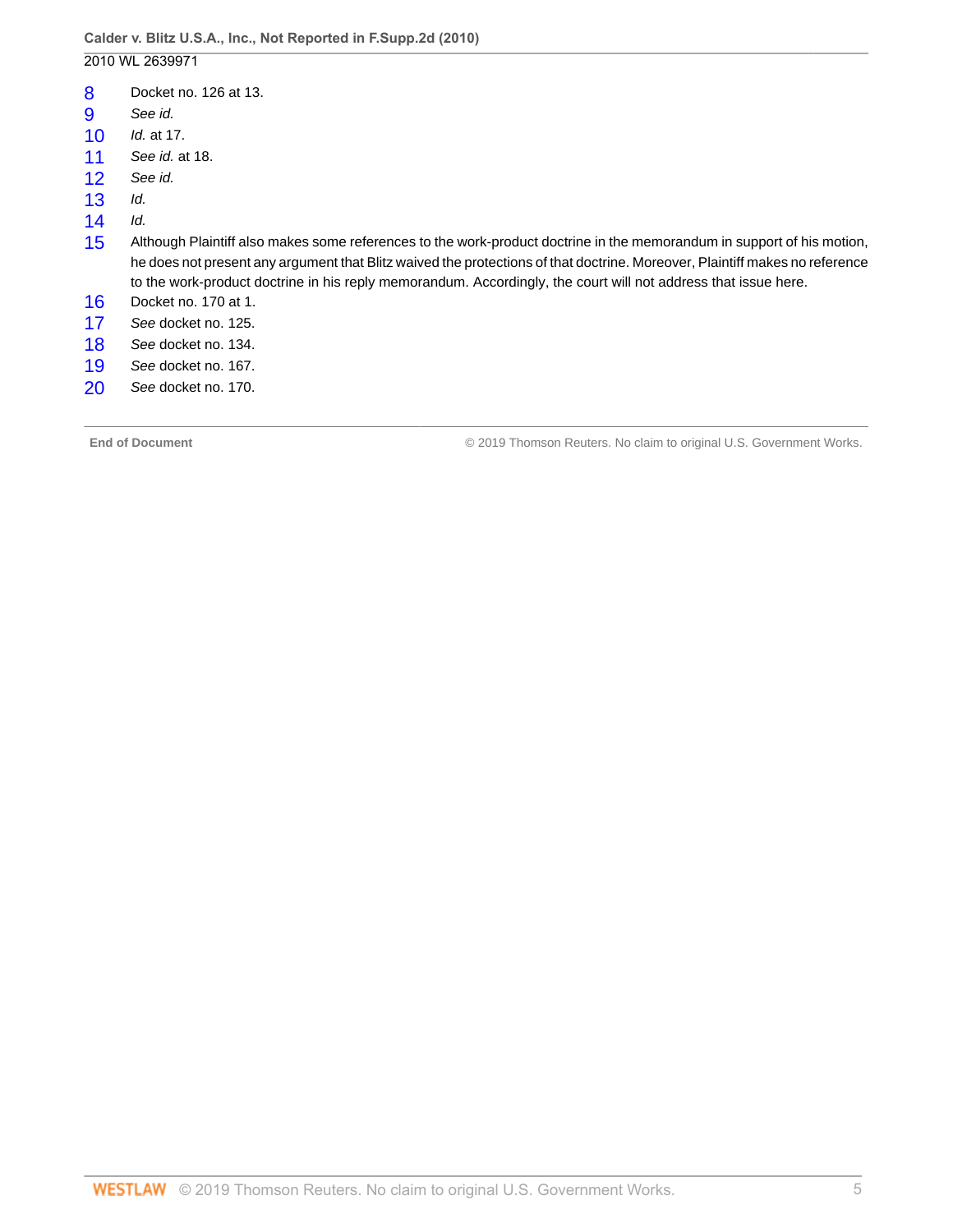8 Docket no. 126 at 13.

9 *See id.*

10 *Id.* at 17.

11 *See id.* at 18.

12 *See id.*

13 *Id.*

14 *Id.*

15 Although Plaintiff also makes some references to the work-product doctrine in the memorandum in support of his motion, he does not present any argument that Blitz waived the protections of that doctrine. Moreover, Plaintiff makes no reference to the work-product doctrine in his reply memorandum. Accordingly, the court will not address that issue here.

16 Docket no. 170 at 1.

17 *See* docket no. 125.

18 *See* docket no. 134.

19 *See* docket no. 167.

20 *See* docket no. 170.

**End of Document** © 2019 Thomson Reuters. No claim to original U.S. Government Works.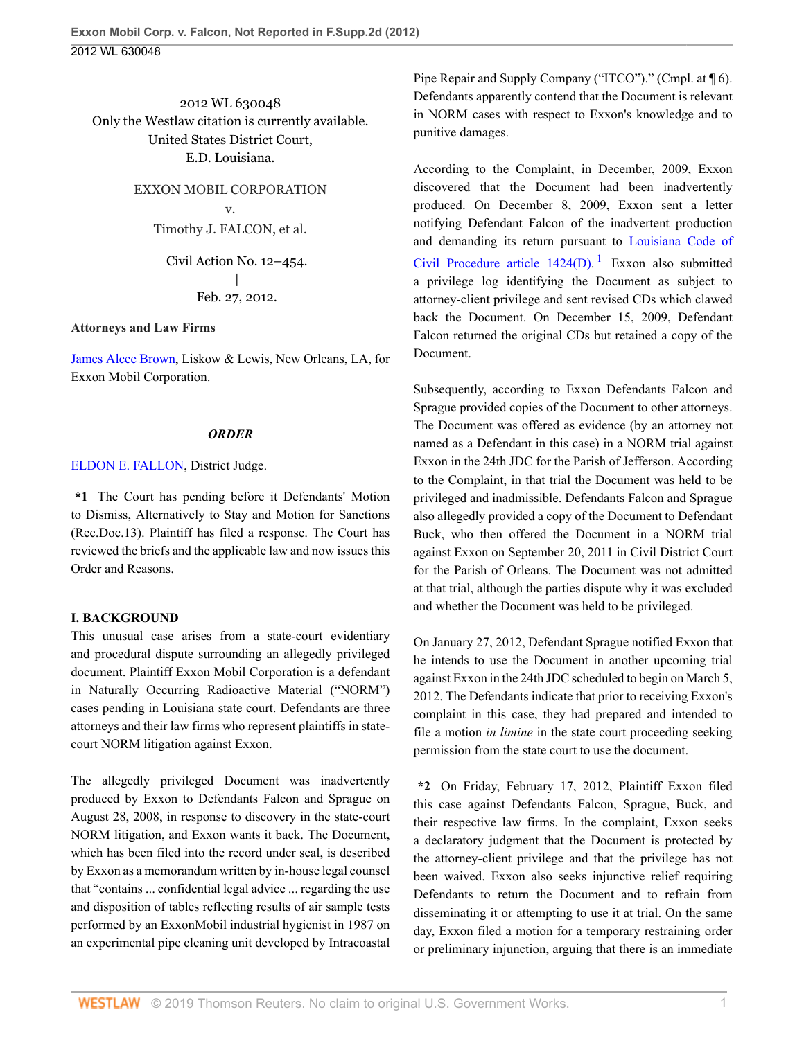2012 WL 630048
Only the Westlaw citation is currently available.
United States District Court,
E.D. Louisiana.

EXXON MOBIL CORPORATION
v.
Timothy J. FALCON, et al.

Civil Action No. 12–454.
|
Feb. 27, 2012.

**Attorneys and Law Firms**

James Alcee Brown, Liskow & Lewis, New Orleans, LA, for Exxon Mobil Corporation.

***ORDER***

ELDON E. FALLON, District Judge.

**\*1** The Court has pending before it Defendants' Motion to Dismiss, Alternatively to Stay and Motion for Sanctions (Rec.Doc.13). Plaintiff has filed a response. The Court has reviewed the briefs and the applicable law and now issues this Order and Reasons.

## I. BACKGROUND

This unusual case arises from a state-court evidentiary and procedural dispute surrounding an allegedly privileged document. Plaintiff Exxon Mobil Corporation is a defendant in Naturally Occurring Radioactive Material ("NORM") cases pending in Louisiana state court. Defendants are three attorneys and their law firms who represent plaintiffs in state-court NORM litigation against Exxon.

The allegedly privileged Document was inadvertently produced by Exxon to Defendants Falcon and Sprague on August 28, 2008, in response to discovery in the state-court NORM litigation, and Exxon wants it back. The Document, which has been filed into the record under seal, is described by Exxon as a memorandum written by in-house legal counsel that "contains ... confidential legal advice ... regarding the use and disposition of tables reflecting results of air sample tests performed by an ExxonMobil industrial hygienist in 1987 on an experimental pipe cleaning unit developed by Intracoastal Pipe Repair and Supply Company ("ITCO")." (Cmpl. at ¶ 6). Defendants apparently contend that the Document is relevant in NORM cases with respect to Exxon's knowledge and to punitive damages.

According to the Complaint, in December, 2009, Exxon discovered that the Document had been inadvertently produced. On December 8, 2009, Exxon sent a letter notifying Defendant Falcon of the inadvertent production and demanding its return pursuant to Louisiana Code of Civil Procedure article 1424(D).[1] Exxon also submitted a privilege log identifying the Document as subject to attorney-client privilege and sent revised CDs which clawed back the Document. On December 15, 2009, Defendant Falcon returned the original CDs but retained a copy of the Document.

Subsequently, according to Exxon Defendants Falcon and Sprague provided copies of the Document to other attorneys. The Document was offered as evidence (by an attorney not named as a Defendant in this case) in a NORM trial against Exxon in the 24th JDC for the Parish of Jefferson. According to the Complaint, in that trial the Document was held to be privileged and inadmissible. Defendants Falcon and Sprague also allegedly provided a copy of the Document to Defendant Buck, who then offered the Document in a NORM trial against Exxon on September 20, 2011 in Civil District Court for the Parish of Orleans. The Document was not admitted at that trial, although the parties dispute why it was excluded and whether the Document was held to be privileged.

On January 27, 2012, Defendant Sprague notified Exxon that he intends to use the Document in another upcoming trial against Exxon in the 24th JDC scheduled to begin on March 5, 2012. The Defendants indicate that prior to receiving Exxon's complaint in this case, they had prepared and intended to file a motion *in limine* in the state court proceeding seeking permission from the state court to use the document.

**\*2** On Friday, February 17, 2012, Plaintiff Exxon filed this case against Defendants Falcon, Sprague, Buck, and their respective law firms. In the complaint, Exxon seeks a declaratory judgment that the Document is protected by the attorney-client privilege and that the privilege has not been waived. Exxon also seeks injunctive relief requiring Defendants to return the Document and to refrain from disseminating it or attempting to use it at trial. On the same day, Exxon filed a motion for a temporary restraining order or preliminary injunction, arguing that there is an immediate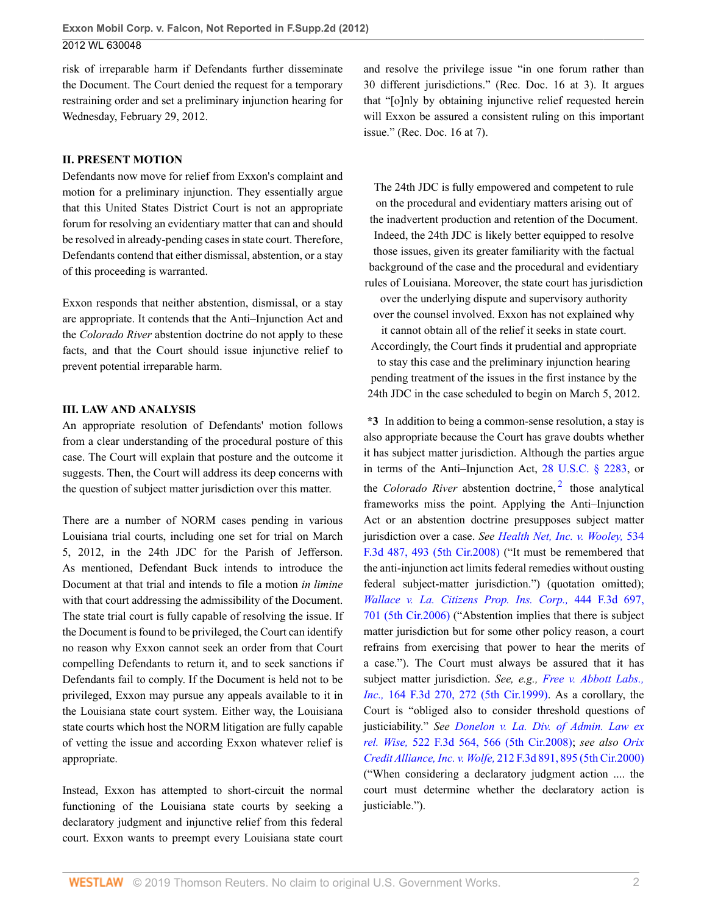risk of irreparable harm if Defendants further disseminate the Document. The Court denied the request for a temporary restraining order and set a preliminary injunction hearing for Wednesday, February 29, 2012.

## II. PRESENT MOTION

Defendants now move for relief from Exxon's complaint and motion for a preliminary injunction. They essentially argue that this United States District Court is not an appropriate forum for resolving an evidentiary matter that can and should be resolved in already-pending cases in state court. Therefore, Defendants contend that either dismissal, abstention, or a stay of this proceeding is warranted.

Exxon responds that neither abstention, dismissal, or a stay are appropriate. It contends that the Anti–Injunction Act and the *Colorado River* abstention doctrine do not apply to these facts, and that the Court should issue injunctive relief to prevent potential irreparable harm.

## III. LAW AND ANALYSIS

An appropriate resolution of Defendants' motion follows from a clear understanding of the procedural posture of this case. The Court will explain that posture and the outcome it suggests. Then, the Court will address its deep concerns with the question of subject matter jurisdiction over this matter.

There are a number of NORM cases pending in various Louisiana trial courts, including one set for trial on March 5, 2012, in the 24th JDC for the Parish of Jefferson. As mentioned, Defendant Buck intends to introduce the Document at that trial and intends to file a motion *in limine* with that court addressing the admissibility of the Document. The state trial court is fully capable of resolving the issue. If the Document is found to be privileged, the Court can identify no reason why Exxon cannot seek an order from that Court compelling Defendants to return it, and to seek sanctions if Defendants fail to comply. If the Document is held not to be privileged, Exxon may pursue any appeals available to it in the Louisiana state court system. Either way, the Louisiana state courts which host the NORM litigation are fully capable of vetting the issue and according Exxon whatever relief is appropriate.

Instead, Exxon has attempted to short-circuit the normal functioning of the Louisiana state courts by seeking a declaratory judgment and injunctive relief from this federal court. Exxon wants to preempt every Louisiana state court and resolve the privilege issue "in one forum rather than 30 different jurisdictions." (Rec. Doc. 16 at 3). It argues that "[o]nly by obtaining injunctive relief requested herein will Exxon be assured a consistent ruling on this important issue." (Rec. Doc. 16 at 7).

The 24th JDC is fully empowered and competent to rule on the procedural and evidentiary matters arising out of the inadvertent production and retention of the Document. Indeed, the 24th JDC is likely better equipped to resolve those issues, given its greater familiarity with the factual background of the case and the procedural and evidentiary rules of Louisiana. Moreover, the state court has jurisdiction over the underlying dispute and supervisory authority over the counsel involved. Exxon has not explained why it cannot obtain all of the relief it seeks in state court. Accordingly, the Court finds it prudential and appropriate to stay this case and the preliminary injunction hearing pending treatment of the issues in the first instance by the 24th JDC in the case scheduled to begin on March 5, 2012.

**\*3** In addition to being a common-sense resolution, a stay is also appropriate because the Court has grave doubts whether it has subject matter jurisdiction. Although the parties argue in terms of the Anti–Injunction Act, 28 U.S.C. § 2283, or the *Colorado River* abstention doctrine,[2] those analytical frameworks miss the point. Applying the Anti–Injunction Act or an abstention doctrine presupposes subject matter jurisdiction over a case. *See Health Net, Inc. v. Wooley,* 534 F.3d 487, 493 (5th Cir.2008) ("It must be remembered that the anti-injunction act limits federal remedies without ousting federal subject-matter jurisdiction.") (quotation omitted); *Wallace v. La. Citizens Prop. Ins. Corp.,* 444 F.3d 697, 701 (5th Cir.2006) ("Abstention implies that there is subject matter jurisdiction but for some other policy reason, a court refrains from exercising that power to hear the merits of a case."). The Court must always be assured that it has subject matter jurisdiction. *See, e.g., Free v. Abbott Labs., Inc.,* 164 F.3d 270, 272 (5th Cir.1999). As a corollary, the Court is "obliged also to consider threshold questions of justiciability." *See Donelon v. La. Div. of Admin. Law ex rel. Wise,* 522 F.3d 564, 566 (5th Cir.2008); *see also Orix Credit Alliance, Inc. v. Wolfe,* 212 F.3d 891, 895 (5th Cir.2000) ("When considering a declaratory judgment action .... the court must determine whether the declaratory action is justiciable.").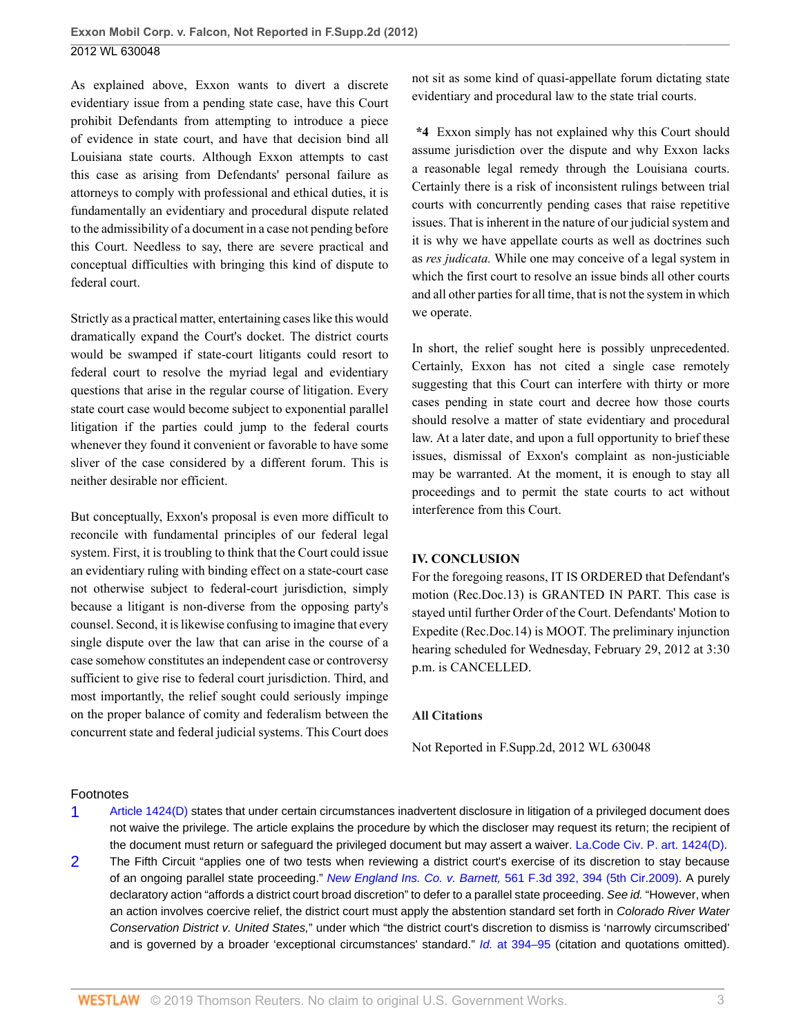As explained above, Exxon wants to divert a discrete evidentiary issue from a pending state case, have this Court prohibit Defendants from attempting to introduce a piece of evidence in state court, and have that decision bind all Louisiana state courts. Although Exxon attempts to cast this case as arising from Defendants' personal failure as attorneys to comply with professional and ethical duties, it is fundamentally an evidentiary and procedural dispute related to the admissibility of a document in a case not pending before this Court. Needless to say, there are severe practical and conceptual difficulties with bringing this kind of dispute to federal court.

Strictly as a practical matter, entertaining cases like this would dramatically expand the Court's docket. The district courts would be swamped if state-court litigants could resort to federal court to resolve the myriad legal and evidentiary questions that arise in the regular course of litigation. Every state court case would become subject to exponential parallel litigation if the parties could jump to the federal courts whenever they found it convenient or favorable to have some sliver of the case considered by a different forum. This is neither desirable nor efficient.

But conceptually, Exxon's proposal is even more difficult to reconcile with fundamental principles of our federal legal system. First, it is troubling to think that the Court could issue an evidentiary ruling with binding effect on a state-court case not otherwise subject to federal-court jurisdiction, simply because a litigant is non-diverse from the opposing party's counsel. Second, it is likewise confusing to imagine that every single dispute over the law that can arise in the course of a case somehow constitutes an independent case or controversy sufficient to give rise to federal court jurisdiction. Third, and most importantly, the relief sought could seriously impinge on the proper balance of comity and federalism between the concurrent state and federal judicial systems. This Court does not sit as some kind of quasi-appellate forum dictating state evidentiary and procedural law to the state trial courts.

**\*4** Exxon simply has not explained why this Court should assume jurisdiction over the dispute and why Exxon lacks a reasonable legal remedy through the Louisiana courts. Certainly there is a risk of inconsistent rulings between trial courts with concurrently pending cases that raise repetitive issues. That is inherent in the nature of our judicial system and it is why we have appellate courts as well as doctrines such as *res judicata.* While one may conceive of a legal system in which the first court to resolve an issue binds all other courts and all other parties for all time, that is not the system in which we operate.

In short, the relief sought here is possibly unprecedented. Certainly, Exxon has not cited a single case remotely suggesting that this Court can interfere with thirty or more cases pending in state court and decree how those courts should resolve a matter of state evidentiary and procedural law. At a later date, and upon a full opportunity to brief these issues, dismissal of Exxon's complaint as non-justiciable may be warranted. At the moment, it is enough to stay all proceedings and to permit the state courts to act without interference from this Court.

## IV. CONCLUSION

For the foregoing reasons, IT IS ORDERED that Defendant's motion (Rec.Doc.13) is GRANTED IN PART. This case is stayed until further Order of the Court. Defendants' Motion to Expedite (Rec.Doc.14) is MOOT. The preliminary injunction hearing scheduled for Wednesday, February 29, 2012 at 3:30 p.m. is CANCELLED.

### All Citations

Not Reported in F.Supp.2d, 2012 WL 630048

### Footnotes

1. Article 1424(D) states that under certain circumstances inadvertent disclosure in litigation of a privileged document does not waive the privilege. The article explains the procedure by which the discloser may request its return; the recipient of the document must return or safeguard the privileged document but may assert a waiver. La.Code Civ. P. art. 1424(D).

2. The Fifth Circuit "applies one of two tests when reviewing a district court's exercise of its discretion to stay because of an ongoing parallel state proceeding." *New England Ins. Co. v. Barnett,* 561 F.3d 392, 394 (5th Cir.2009). A purely declaratory action "affords a district court broad discretion" to defer to a parallel state proceeding. *See id.* "However, when an action involves coercive relief, the district court must apply the abstention standard set forth in *Colorado River Water Conservation District v. United States,*" under which "the district court's discretion to dismiss is 'narrowly circumscribed' and is governed by a broader 'exceptional circumstances' standard." *Id.* at 394–95 (citation and quotations omitted).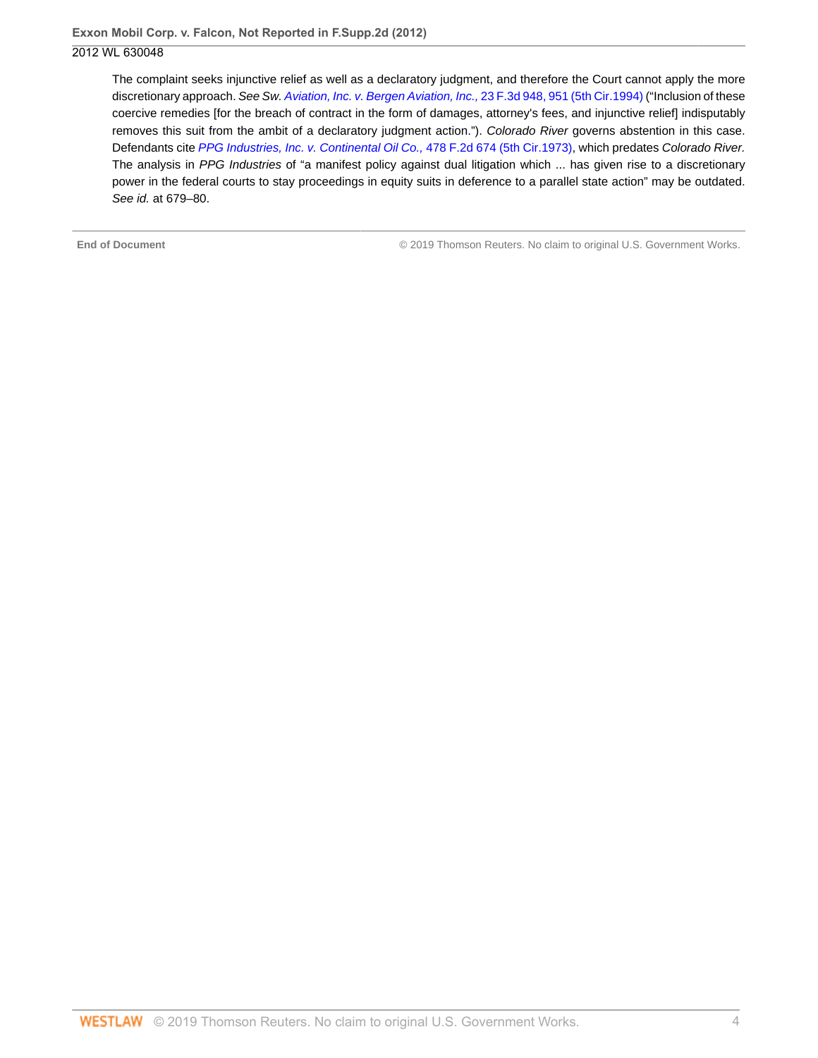The complaint seeks injunctive relief as well as a declaratory judgment, and therefore the Court cannot apply the more discretionary approach. *See Sw. Aviation, Inc. v. Bergen Aviation, Inc.,* 23 F.3d 948, 951 (5th Cir.1994) ("Inclusion of these coercive remedies [for the breach of contract in the form of damages, attorney's fees, and injunctive relief] indisputably removes this suit from the ambit of a declaratory judgment action."). *Colorado River* governs abstention in this case. Defendants cite *PPG Industries, Inc. v. Continental Oil Co.,* 478 F.2d 674 (5th Cir.1973), which predates *Colorado River.* The analysis in *PPG Industries* of "a manifest policy against dual litigation which ... has given rise to a discretionary power in the federal courts to stay proceedings in equity suits in deference to a parallel state action" may be outdated. *See id.* at 679–80.

**End of Document** © 2019 Thomson Reuters. No claim to original U.S. Government Works.